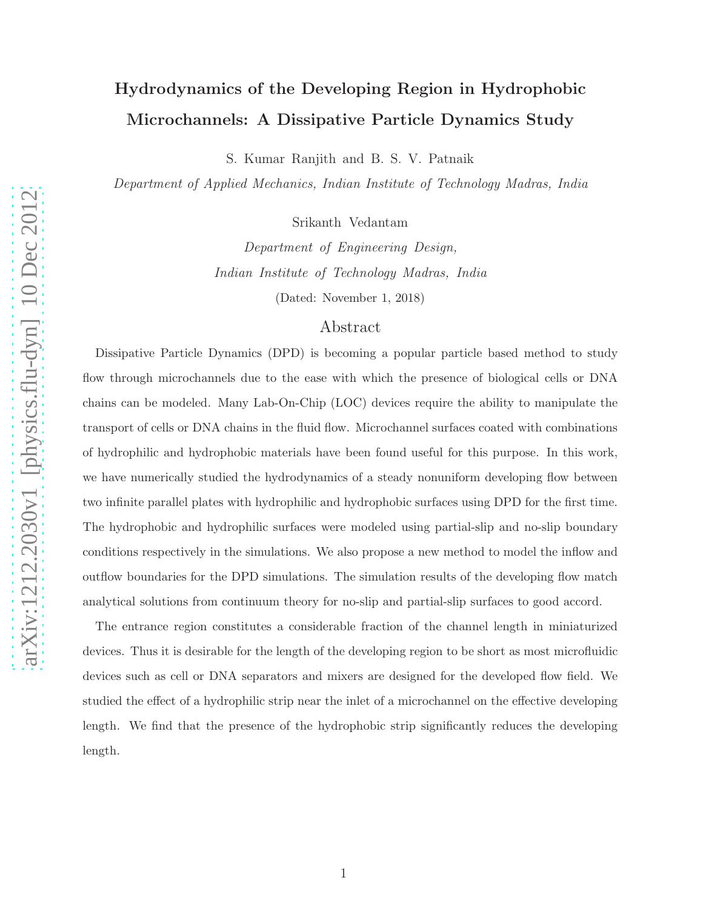# Hydrodynamics of the Developing Region in Hydrophobic Microchannels: A Dissipative Particle Dynamics Study

S. Kumar Ranjith and B. S. V. Patnaik

*Department of Applied Mechanics, Indian Institute of Technology Madras, India*

Srikanth Vedantam

*Department of Engineering Design,*

*Indian Institute of Technology Madras, India*

(Dated: November 1, 2018)

## Abstract

Dissipative Particle Dynamics (DPD) is becoming a popular particle based method to study flow through microchannels due to the ease with which the presence of biological cells or DNA chains can be modeled. Many Lab-On-Chip (LOC) devices require the ability to manipulate the transport of cells or DNA chains in the fluid flow. Microchannel surfaces coated with combinations of hydrophilic and hydrophobic materials have been found useful for this purpose. In this work, we have numerically studied the hydrodynamics of a steady nonuniform developing flow between two infinite parallel plates with hydrophilic and hydrophobic surfaces using DPD for the first time. The hydrophobic and hydrophilic surfaces were modeled using partial-slip and no-slip boundary conditions respectively in the simulations. We also propose a new method to model the inflow and outflow boundaries for the DPD simulations. The simulation results of the developing flow match analytical solutions from continuum theory for no-slip and partial-slip surfaces to good accord.

The entrance region constitutes a considerable fraction of the channel length in miniaturized devices. Thus it is desirable for the length of the developing region to be short as most microfluidic devices such as cell or DNA separators and mixers are designed for the developed flow field. We studied the effect of a hydrophilic strip near the inlet of a microchannel on the effective developing length. We find that the presence of the hydrophobic strip significantly reduces the developing length.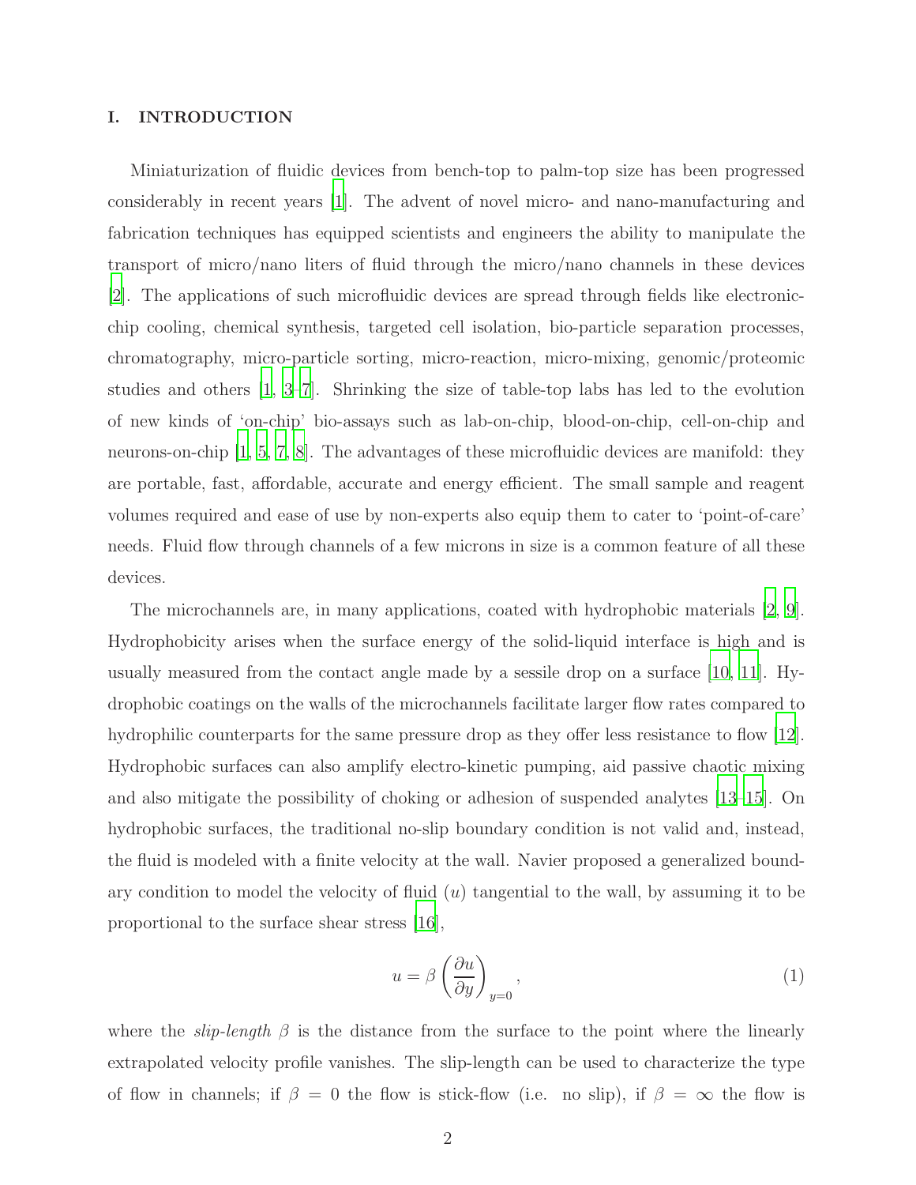## I. INTRODUCTION

Miniaturization of fluidic devices from bench-top to palm-top size has been progressed considerably in recent years [1]. The advent of novel micro- and nano-manufacturing and fabrication techniques has equipped scientists and engineers the ability to manipulate the transport of micro/nano liters of fluid through the micro/nano channels in these devices [2]. The applications of such microfluidic devices are spread through fields like electronic-chip cooling, chemical synthesis, targeted cell isolation, bio-particle separation processes, chromatography, micro-particle sorting, micro-reaction, micro-mixing, genomic/proteomic studies and others [1, 3–7]. Shrinking the size of table-top labs has led to the evolution of new kinds of 'on-chip' bio-assays such as lab-on-chip, blood-on-chip, cell-on-chip and neurons-on-chip [1, 5, 7, 8]. The advantages of these microfluidic devices are manifold: they are portable, fast, affordable, accurate and energy efficient. The small sample and reagent volumes required and ease of use by non-experts also equip them to cater to 'point-of-care' needs. Fluid flow through channels of a few microns in size is a common feature of all these devices.

The microchannels are, in many applications, coated with hydrophobic materials [2, 9]. Hydrophobicity arises when the surface energy of the solid-liquid interface is high and is usually measured from the contact angle made by a sessile drop on a surface [10, 11]. Hydrophobic coatings on the walls of the microchannels facilitate larger flow rates compared to hydrophilic counterparts for the same pressure drop as they offer less resistance to flow [12]. Hydrophobic surfaces can also amplify electro-kinetic pumping, aid passive chaotic mixing and also mitigate the possibility of choking or adhesion of suspended analytes [13–15]. On hydrophobic surfaces, the traditional no-slip boundary condition is not valid and, instead, the fluid is modeled with a finite velocity at the wall. Navier proposed a generalized boundary condition to model the velocity of fluid ($u$) tangential to the wall, by assuming it to be proportional to the surface shear stress [16],

$$u = \beta \left(\frac{\partial u}{\partial y}\right)_{y=0}, \tag{1}$$

where the *slip-length* $\beta$ is the distance from the surface to the point where the linearly extrapolated velocity profile vanishes. The slip-length can be used to characterize the type of flow in channels; if $\beta = 0$ the flow is stick-flow (i.e. no slip), if $\beta = \infty$ the flow is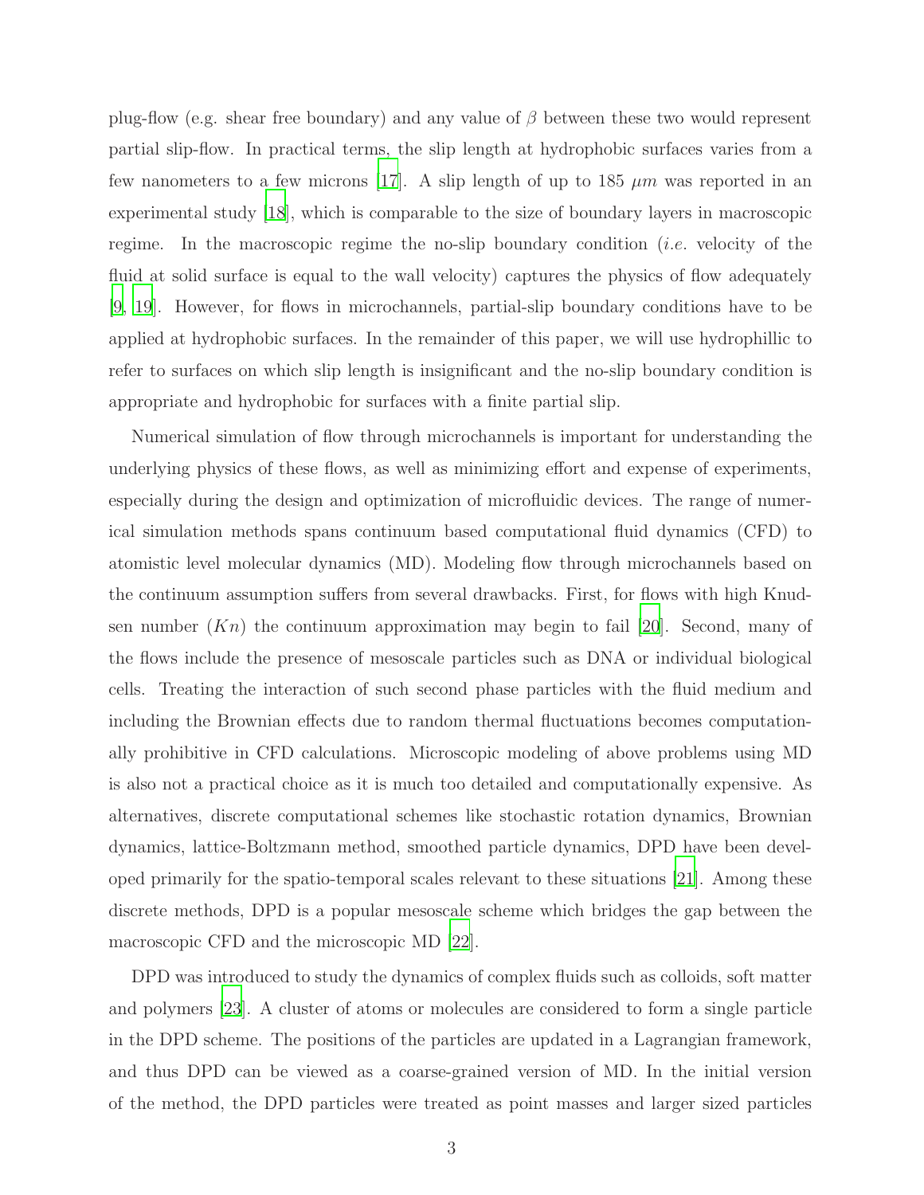plug-flow (e.g. shear free boundary) and any value of $\beta$ between these two would represent partial slip-flow. In practical terms, the slip length at hydrophobic surfaces varies from a few nanometers to a few microns [17]. A slip length of up to 185 $\mu m$ was reported in an experimental study [18], which is comparable to the size of boundary layers in macroscopic regime. In the macroscopic regime the no-slip boundary condition (*i.e.* velocity of the fluid at solid surface is equal to the wall velocity) captures the physics of flow adequately [9, 19]. However, for flows in microchannels, partial-slip boundary conditions have to be applied at hydrophobic surfaces. In the remainder of this paper, we will use hydrophillic to refer to surfaces on which slip length is insignificant and the no-slip boundary condition is appropriate and hydrophobic for surfaces with a finite partial slip.

Numerical simulation of flow through microchannels is important for understanding the underlying physics of these flows, as well as minimizing effort and expense of experiments, especially during the design and optimization of microfluidic devices. The range of numerical simulation methods spans continuum based computational fluid dynamics (CFD) to atomistic level molecular dynamics (MD). Modeling flow through microchannels based on the continuum assumption suffers from several drawbacks. First, for flows with high Knudsen number ($Kn$) the continuum approximation may begin to fail [20]. Second, many of the flows include the presence of mesoscale particles such as DNA or individual biological cells. Treating the interaction of such second phase particles with the fluid medium and including the Brownian effects due to random thermal fluctuations becomes computationally prohibitive in CFD calculations. Microscopic modeling of above problems using MD is also not a practical choice as it is much too detailed and computationally expensive. As alternatives, discrete computational schemes like stochastic rotation dynamics, Brownian dynamics, lattice-Boltzmann method, smoothed particle dynamics, DPD have been developed primarily for the spatio-temporal scales relevant to these situations [21]. Among these discrete methods, DPD is a popular mesoscale scheme which bridges the gap between the macroscopic CFD and the microscopic MD [22].

DPD was introduced to study the dynamics of complex fluids such as colloids, soft matter and polymers [23]. A cluster of atoms or molecules are considered to form a single particle in the DPD scheme. The positions of the particles are updated in a Lagrangian framework, and thus DPD can be viewed as a coarse-grained version of MD. In the initial version of the method, the DPD particles were treated as point masses and larger sized particles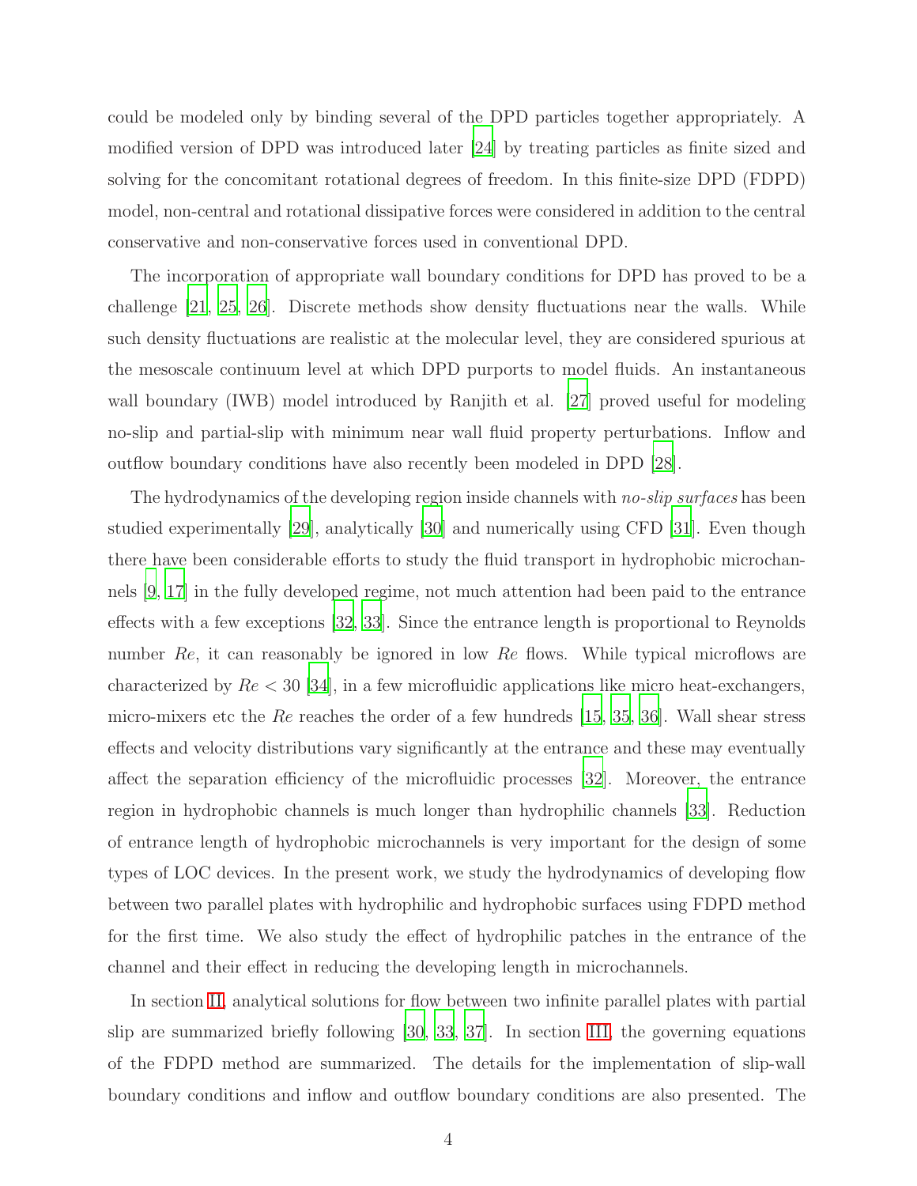could be modeled only by binding several of the DPD particles together appropriately. A modified version of DPD was introduced later [24] by treating particles as finite sized and solving for the concomitant rotational degrees of freedom. In this finite-size DPD (FDPD) model, non-central and rotational dissipative forces were considered in addition to the central conservative and non-conservative forces used in conventional DPD.

The incorporation of appropriate wall boundary conditions for DPD has proved to be a challenge [21, 25, 26]. Discrete methods show density fluctuations near the walls. While such density fluctuations are realistic at the molecular level, they are considered spurious at the mesoscale continuum level at which DPD purports to model fluids. An instantaneous wall boundary (IWB) model introduced by Ranjith et al. [27] proved useful for modeling no-slip and partial-slip with minimum near wall fluid property perturbations. Inflow and outflow boundary conditions have also recently been modeled in DPD [28].

The hydrodynamics of the developing region inside channels with *no-slip surfaces* has been studied experimentally [29], analytically [30] and numerically using CFD [31]. Even though there have been considerable efforts to study the fluid transport in hydrophobic microchannels [9, 17] in the fully developed regime, not much attention had been paid to the entrance effects with a few exceptions [32, 33]. Since the entrance length is proportional to Reynolds number $Re$, it can reasonably be ignored in low $Re$ flows. While typical microflows are characterized by $Re < 30$ [34], in a few microfluidic applications like micro heat-exchangers, micro-mixers etc the $Re$ reaches the order of a few hundreds [15, 35, 36]. Wall shear stress effects and velocity distributions vary significantly at the entrance and these may eventually affect the separation efficiency of the microfluidic processes [32]. Moreover, the entrance region in hydrophobic channels is much longer than hydrophilic channels [33]. Reduction of entrance length of hydrophobic microchannels is very important for the design of some types of LOC devices. In the present work, we study the hydrodynamics of developing flow between two parallel plates with hydrophilic and hydrophobic surfaces using FDPD method for the first time. We also study the effect of hydrophilic patches in the entrance of the channel and their effect in reducing the developing length in microchannels.

In section II, analytical solutions for flow between two infinite parallel plates with partial slip are summarized briefly following [30, 33, 37]. In section III, the governing equations of the FDPD method are summarized. The details for the implementation of slip-wall boundary conditions and inflow and outflow boundary conditions are also presented. The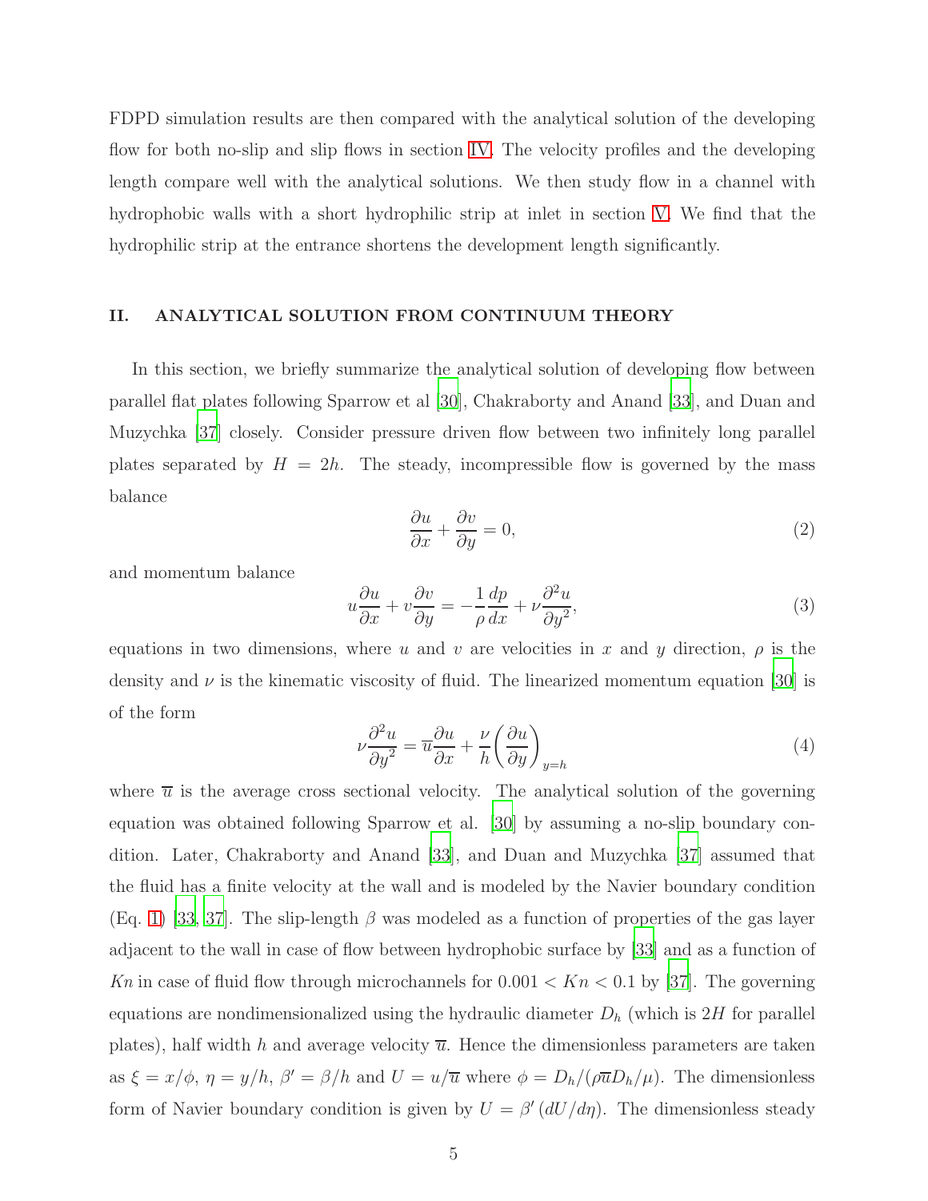FDPD simulation results are then compared with the analytical solution of the developing flow for both no-slip and slip flows in section IV. The velocity profiles and the developing length compare well with the analytical solutions. We then study flow in a channel with hydrophobic walls with a short hydrophilic strip at inlet in section V. We find that the hydrophilic strip at the entrance shortens the development length significantly.

## II. ANALYTICAL SOLUTION FROM CONTINUUM THEORY

In this section, we briefly summarize the analytical solution of developing flow between parallel flat plates following Sparrow et al [30], Chakraborty and Anand [33], and Duan and Muzychka [37] closely. Consider pressure driven flow between two infinitely long parallel plates separated by $H = 2h$. The steady, incompressible flow is governed by the mass balance

$$\frac{\partial u}{\partial x} + \frac{\partial v}{\partial y} = 0, \tag{2}$$

and momentum balance

$$u\frac{\partial u}{\partial x} + v\frac{\partial v}{\partial y} = -\frac{1}{\rho}\frac{dp}{dx} + \nu\frac{\partial^2 u}{\partial y^2}, \tag{3}$$

equations in two dimensions, where $u$ and $v$ are velocities in $x$ and $y$ direction, $\rho$ is the density and $\nu$ is the kinematic viscosity of fluid. The linearized momentum equation [30] is of the form

$$\nu\frac{\partial^2 u}{\partial y^2} = \overline{u}\frac{\partial u}{\partial x} + \frac{\nu}{h}\left(\frac{\partial u}{\partial y}\right)_{y=h} \tag{4}$$

where $\overline{u}$ is the average cross sectional velocity. The analytical solution of the governing equation was obtained following Sparrow et al. [30] by assuming a no-slip boundary condition. Later, Chakraborty and Anand [33], and Duan and Muzychka [37] assumed that the fluid has a finite velocity at the wall and is modeled by the Navier boundary condition (Eq. 1) [33, 37]. The slip-length $\beta$ was modeled as a function of properties of the gas layer adjacent to the wall in case of flow between hydrophobic surface by [33] and as a function of $Kn$ in case of fluid flow through microchannels for $0.001 < Kn < 0.1$ by [37]. The governing equations are nondimensionalized using the hydraulic diameter $D_h$ (which is $2H$ for parallel plates), half width $h$ and average velocity $\overline{u}$. Hence the dimensionless parameters are taken as $\xi = x/\phi$, $\eta = y/h$, $\beta' = \beta/h$ and $U = u/\overline{u}$ where $\phi = D_h/(\rho\overline{u}D_h/\mu)$. The dimensionless form of Navier boundary condition is given by $U = \beta'\,(dU/d\eta)$. The dimensionless steady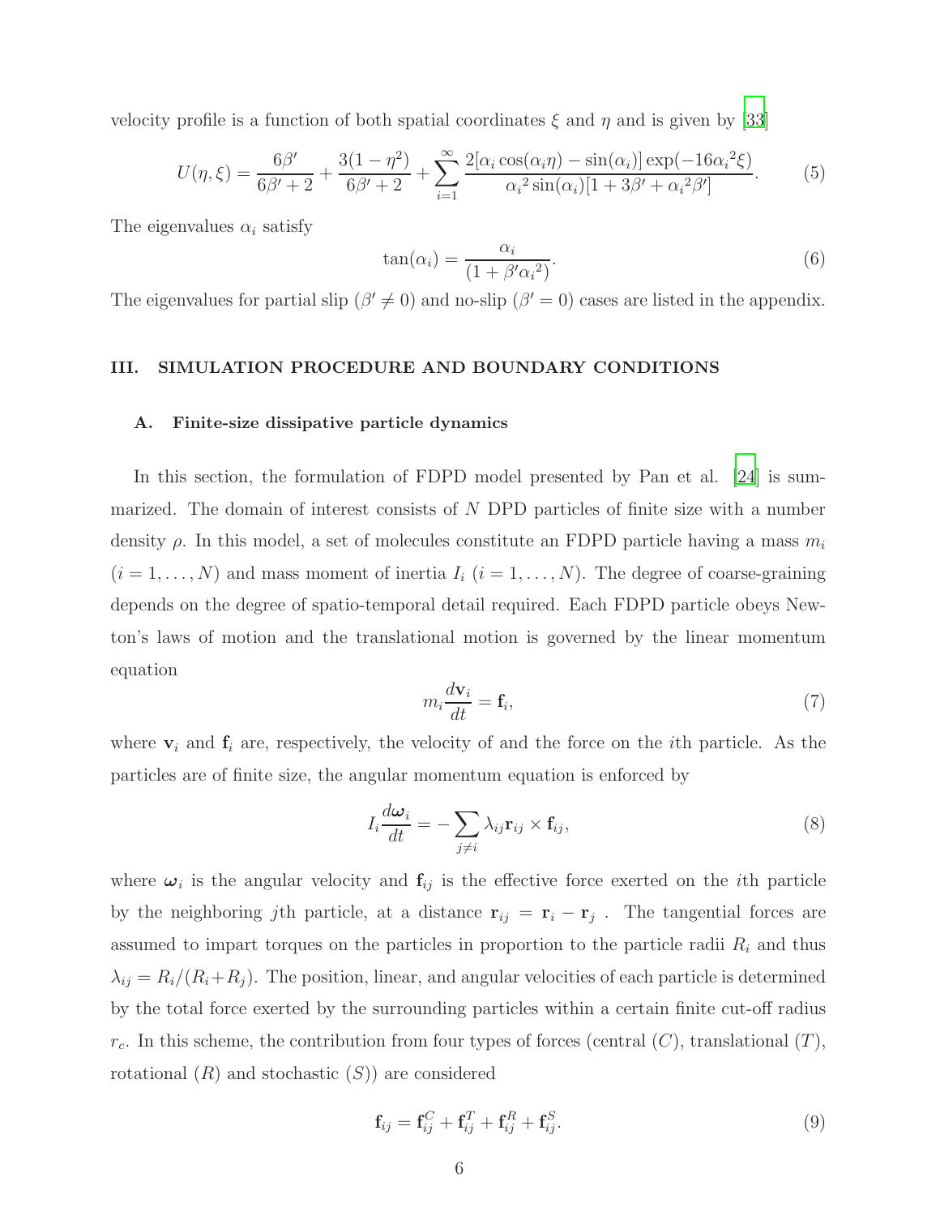velocity profile is a function of both spatial coordinates $\xi$ and $\eta$ and is given by [33]

$$U(\eta, \xi) = \frac{6\beta'}{6\beta' + 2} + \frac{3(1 - \eta^2)}{6\beta' + 2} + \sum_{i=1}^{\infty} \frac{2[\alpha_i \cos(\alpha_i \eta) - \sin(\alpha_i)] \exp(-16{\alpha_i}^2 \xi)}{{\alpha_i}^2 \sin(\alpha_i)[1 + 3\beta' + {\alpha_i}^2 \beta']}. \tag{5}$$

The eigenvalues $\alpha_i$ satisfy

$$\tan(\alpha_i) = \frac{\alpha_i}{(1 + \beta' {\alpha_i}^2)}. \tag{6}$$

The eigenvalues for partial slip ($\beta' \neq 0$) and no-slip ($\beta' = 0$) cases are listed in the appendix.

## III. SIMULATION PROCEDURE AND BOUNDARY CONDITIONS

### A. Finite-size dissipative particle dynamics

In this section, the formulation of FDPD model presented by Pan et al. [24] is summarized. The domain of interest consists of $N$ DPD particles of finite size with a number density $\rho$. In this model, a set of molecules constitute an FDPD particle having a mass $m_i$ ($i = 1, \ldots, N$) and mass moment of inertia $I_i$ ($i = 1, \ldots, N$). The degree of coarse-graining depends on the degree of spatio-temporal detail required. Each FDPD particle obeys Newton's laws of motion and the translational motion is governed by the linear momentum equation

$$m_i \frac{d\mathbf{v}_i}{dt} = \mathbf{f}_i, \tag{7}$$

where $\mathbf{v}_i$ and $\mathbf{f}_i$ are, respectively, the velocity of and the force on the $i$th particle. As the particles are of finite size, the angular momentum equation is enforced by

$$I_i \frac{d\boldsymbol{\omega}_i}{dt} = -\sum_{j \neq i} \lambda_{ij} \mathbf{r}_{ij} \times \mathbf{f}_{ij}, \tag{8}$$

where $\boldsymbol{\omega}_i$ is the angular velocity and $\mathbf{f}_{ij}$ is the effective force exerted on the $i$th particle by the neighboring $j$th particle, at a distance $\mathbf{r}_{ij} = \mathbf{r}_i - \mathbf{r}_j$ . The tangential forces are assumed to impart torques on the particles in proportion to the particle radii $R_i$ and thus $\lambda_{ij} = R_i/(R_i + R_j)$. The position, linear, and angular velocities of each particle is determined by the total force exerted by the surrounding particles within a certain finite cut-off radius $r_c$. In this scheme, the contribution from four types of forces (central ($C$), translational ($T$), rotational ($R$) and stochastic ($S$)) are considered

$$\mathbf{f}_{ij} = \mathbf{f}_{ij}^C + \mathbf{f}_{ij}^T + \mathbf{f}_{ij}^R + \mathbf{f}_{ij}^S. \tag{9}$$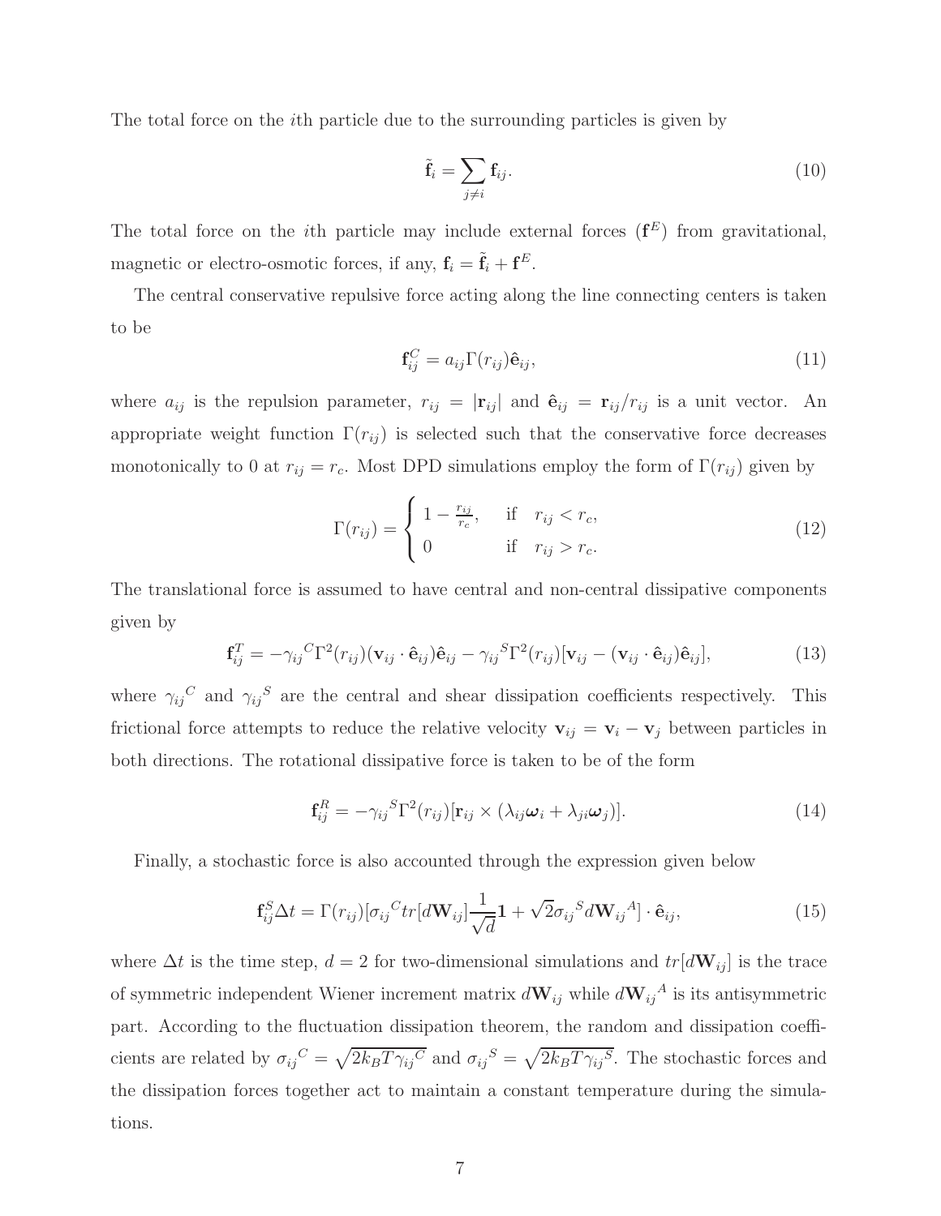The total force on the $i$th particle due to the surrounding particles is given by

$$\tilde{\mathbf{f}}_i = \sum_{j \neq i} \mathbf{f}_{ij}. \tag{10}$$

The total force on the $i$th particle may include external forces ($\mathbf{f}^E$) from gravitational, magnetic or electro-osmotic forces, if any, $\mathbf{f}_i = \tilde{\mathbf{f}}_i + \mathbf{f}^E$.

The central conservative repulsive force acting along the line connecting centers is taken to be

$$\mathbf{f}_{ij}^C = a_{ij} \Gamma(r_{ij}) \hat{\mathbf{e}}_{ij}, \tag{11}$$

where $a_{ij}$ is the repulsion parameter, $r_{ij} = |\mathbf{r}_{ij}|$ and $\hat{\mathbf{e}}_{ij} = \mathbf{r}_{ij}/r_{ij}$ is a unit vector. An appropriate weight function $\Gamma(r_{ij})$ is selected such that the conservative force decreases monotonically to 0 at $r_{ij} = r_c$. Most DPD simulations employ the form of $\Gamma(r_{ij})$ given by

$$\Gamma(r_{ij}) = \begin{cases} 1 - \frac{r_{ij}}{r_c}, & \text{if} \quad r_{ij} < r_c, \\ 0 & \text{if} \quad r_{ij} > r_c. \end{cases} \tag{12}$$

The translational force is assumed to have central and non-central dissipative components given by

$$\mathbf{f}_{ij}^T = -{\gamma_{ij}}^C \Gamma^2(r_{ij})(\mathbf{v}_{ij} \cdot \hat{\mathbf{e}}_{ij})\hat{\mathbf{e}}_{ij} - {\gamma_{ij}}^S \Gamma^2(r_{ij})[\mathbf{v}_{ij} - (\mathbf{v}_{ij} \cdot \hat{\mathbf{e}}_{ij})\hat{\mathbf{e}}_{ij}], \tag{13}$$

where ${\gamma_{ij}}^C$ and ${\gamma_{ij}}^S$ are the central and shear dissipation coefficients respectively. This frictional force attempts to reduce the relative velocity $\mathbf{v}_{ij} = \mathbf{v}_i - \mathbf{v}_j$ between particles in both directions. The rotational dissipative force is taken to be of the form

$$\mathbf{f}_{ij}^R = -{\gamma_{ij}}^S \Gamma^2(r_{ij})[\mathbf{r}_{ij} \times (\lambda_{ij} \boldsymbol{\omega}_i + \lambda_{ji} \boldsymbol{\omega}_j)]. \tag{14}$$

Finally, a stochastic force is also accounted through the expression given below

$$\mathbf{f}_{ij}^S \Delta t = \Gamma(r_{ij})[{\sigma_{ij}}^C tr[d\mathbf{W}_{ij}] \frac{1}{\sqrt{d}} \mathbf{1} + \sqrt{2} {\sigma_{ij}}^S d{\mathbf{W}_{ij}}^A] \cdot \hat{\mathbf{e}}_{ij}, \tag{15}$$

where $\Delta t$ is the time step, $d = 2$ for two-dimensional simulations and $tr[d\mathbf{W}_{ij}]$ is the trace of symmetric independent Wiener increment matrix $d\mathbf{W}_{ij}$ while $d{\mathbf{W}_{ij}}^A$ is its antisymmetric part. According to the fluctuation dissipation theorem, the random and dissipation coefficients are related by ${\sigma_{ij}}^C = \sqrt{2k_B T {\gamma_{ij}}^C}$ and ${\sigma_{ij}}^S = \sqrt{2k_B T {\gamma_{ij}}^S}$. The stochastic forces and the dissipation forces together act to maintain a constant temperature during the simulations.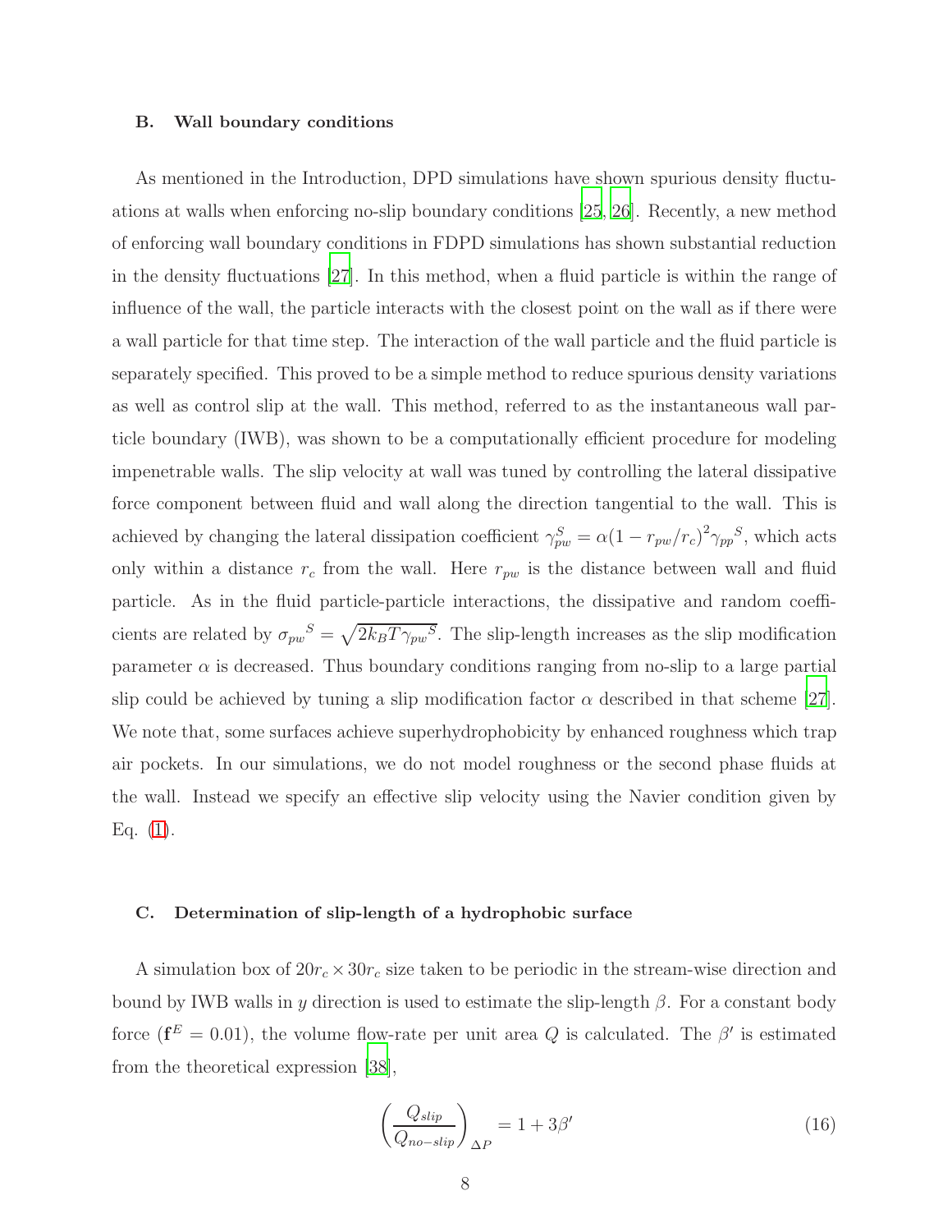### B. Wall boundary conditions

As mentioned in the Introduction, DPD simulations have shown spurious density fluctuations at walls when enforcing no-slip boundary conditions [25, 26]. Recently, a new method of enforcing wall boundary conditions in FDPD simulations has shown substantial reduction in the density fluctuations [27]. In this method, when a fluid particle is within the range of influence of the wall, the particle interacts with the closest point on the wall as if there were a wall particle for that time step. The interaction of the wall particle and the fluid particle is separately specified. This proved to be a simple method to reduce spurious density variations as well as control slip at the wall. This method, referred to as the instantaneous wall particle boundary (IWB), was shown to be a computationally efficient procedure for modeling impenetrable walls. The slip velocity at wall was tuned by controlling the lateral dissipative force component between fluid and wall along the direction tangential to the wall. This is achieved by changing the lateral dissipation coefficient $\gamma_{pw}^{S} = \alpha(1 - r_{pw}/r_c)^2 {\gamma_{pp}}^{S}$, which acts only within a distance $r_c$ from the wall. Here $r_{pw}$ is the distance between wall and fluid particle. As in the fluid particle-particle interactions, the dissipative and random coefficients are related by ${\sigma_{pw}}^{S} = \sqrt{2k_BT{\gamma_{pw}}^{S}}$. The slip-length increases as the slip modification parameter $\alpha$ is decreased. Thus boundary conditions ranging from no-slip to a large partial slip could be achieved by tuning a slip modification factor $\alpha$ described in that scheme [27]. We note that, some surfaces achieve superhydrophobicity by enhanced roughness which trap air pockets. In our simulations, we do not model roughness or the second phase fluids at the wall. Instead we specify an effective slip velocity using the Navier condition given by Eq. (1).

### C. Determination of slip-length of a hydrophobic surface

A simulation box of $20r_c \times 30r_c$ size taken to be periodic in the stream-wise direction and bound by IWB walls in $y$ direction is used to estimate the slip-length $\beta$. For a constant body force ($\mathbf{f}^E = 0.01$), the volume flow-rate per unit area $Q$ is calculated. The $\beta'$ is estimated from the theoretical expression [38],

$$\left(\frac{Q_{slip}}{Q_{no-slip}}\right)_{\Delta P} = 1 + 3\beta' \tag{16}$$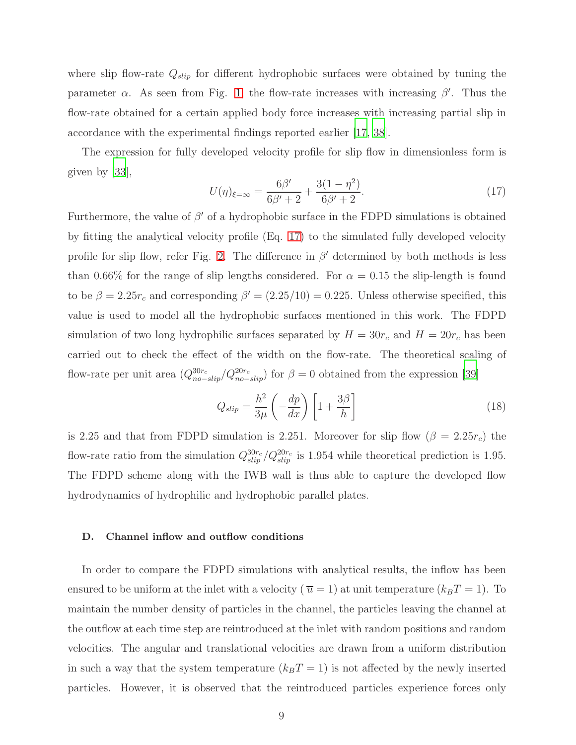where slip flow-rate $Q_{slip}$ for different hydrophobic surfaces were obtained by tuning the parameter $\alpha$. As seen from Fig. 1 the flow-rate increases with increasing $\beta'$. Thus the flow-rate obtained for a certain applied body force increases with increasing partial slip in accordance with the experimental findings reported earlier [17, 38].

The expression for fully developed velocity profile for slip flow in dimensionless form is given by [33],

$$U(\eta)_{\xi=\infty} = \frac{6\beta'}{6\beta'+2} + \frac{3(1-\eta^2)}{6\beta'+2}. \tag{17}$$

Furthermore, the value of $\beta'$ of a hydrophobic surface in the FDPD simulations is obtained by fitting the analytical velocity profile (Eq. 17) to the simulated fully developed velocity profile for slip flow, refer Fig. 2. The difference in $\beta'$ determined by both methods is less than 0.66% for the range of slip lengths considered. For $\alpha = 0.15$ the slip-length is found to be $\beta = 2.25r_c$ and corresponding $\beta' = (2.25/10) = 0.225$. Unless otherwise specified, this value is used to model all the hydrophobic surfaces mentioned in this work. The FDPD simulation of two long hydrophilic surfaces separated by $H = 30r_c$ and $H = 20r_c$ has been carried out to check the effect of the width on the flow-rate. The theoretical scaling of flow-rate per unit area ($Q^{30r_c}_{no-slip}/Q^{20r_c}_{no-slip}$) for $\beta = 0$ obtained from the expression [39]

$$Q_{slip} = \frac{h^2}{3\mu}\left(-\frac{dp}{dx}\right)\left[1 + \frac{3\beta}{h}\right] \tag{18}$$

is 2.25 and that from FDPD simulation is 2.251. Moreover for slip flow ($\beta = 2.25r_c$) the flow-rate ratio from the simulation $Q^{30r_c}_{slip}/Q^{20r_c}_{slip}$ is 1.954 while theoretical prediction is 1.95. The FDPD scheme along with the IWB wall is thus able to capture the developed flow hydrodynamics of hydrophilic and hydrophobic parallel plates.

### D. Channel inflow and outflow conditions

In order to compare the FDPD simulations with analytical results, the inflow has been ensured to be uniform at the inlet with a velocity ( $\overline{u} = 1$) at unit temperature ($k_BT = 1$). To maintain the number density of particles in the channel, the particles leaving the channel at the outflow at each time step are reintroduced at the inlet with random positions and random velocities. The angular and translational velocities are drawn from a uniform distribution in such a way that the system temperature ($k_BT = 1$) is not affected by the newly inserted particles. However, it is observed that the reintroduced particles experience forces only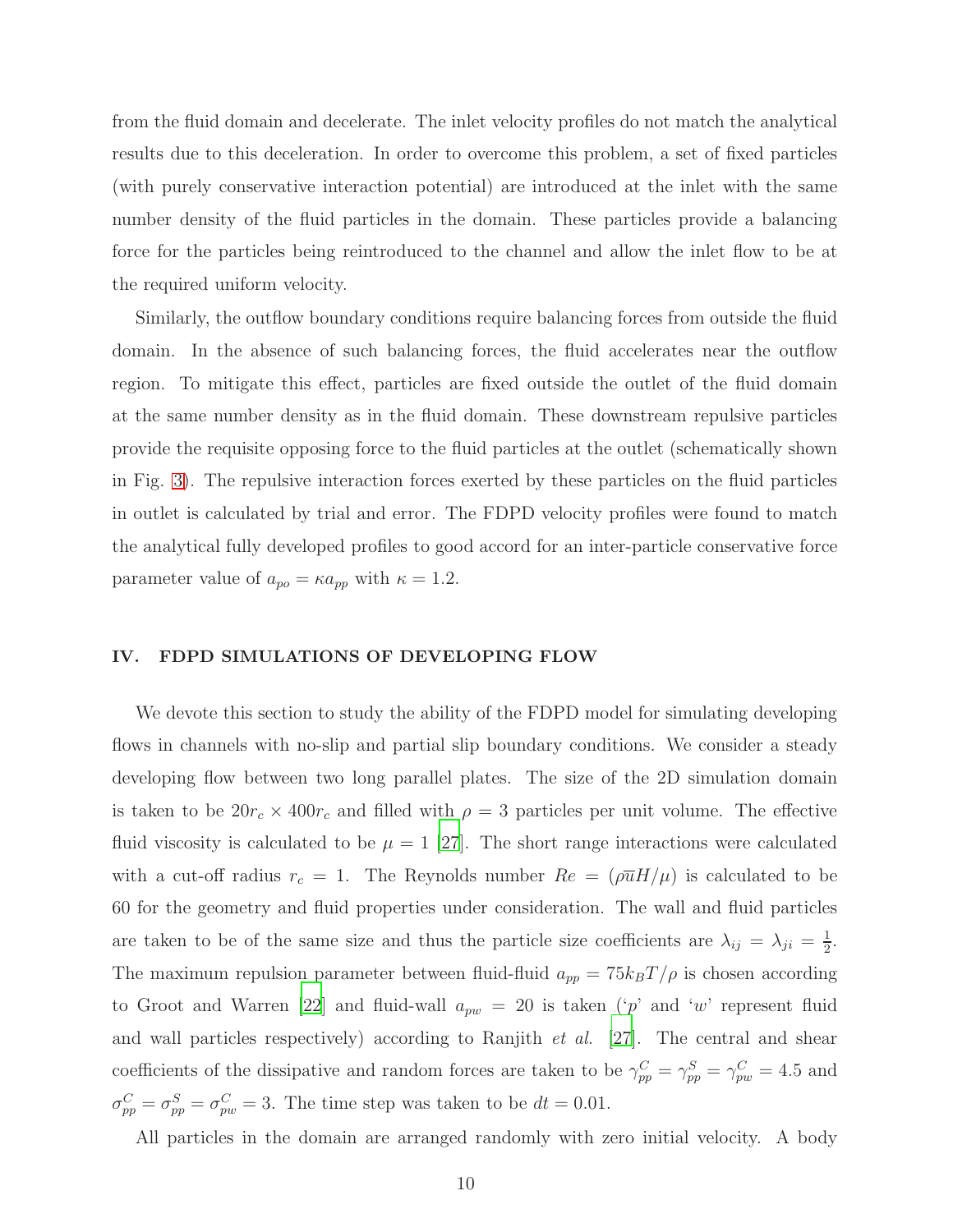from the fluid domain and decelerate. The inlet velocity profiles do not match the analytical results due to this deceleration. In order to overcome this problem, a set of fixed particles (with purely conservative interaction potential) are introduced at the inlet with the same number density of the fluid particles in the domain. These particles provide a balancing force for the particles being reintroduced to the channel and allow the inlet flow to be at the required uniform velocity.

Similarly, the outflow boundary conditions require balancing forces from outside the fluid domain. In the absence of such balancing forces, the fluid accelerates near the outflow region. To mitigate this effect, particles are fixed outside the outlet of the fluid domain at the same number density as in the fluid domain. These downstream repulsive particles provide the requisite opposing force to the fluid particles at the outlet (schematically shown in Fig. 3). The repulsive interaction forces exerted by these particles on the fluid particles in outlet is calculated by trial and error. The FDPD velocity profiles were found to match the analytical fully developed profiles to good accord for an inter-particle conservative force parameter value of $a_{po} = \kappa a_{pp}$ with $\kappa = 1.2$.

## IV. FDPD SIMULATIONS OF DEVELOPING FLOW

We devote this section to study the ability of the FDPD model for simulating developing flows in channels with no-slip and partial slip boundary conditions. We consider a steady developing flow between two long parallel plates. The size of the 2D simulation domain is taken to be $20r_c \times 400r_c$ and filled with $\rho = 3$ particles per unit volume. The effective fluid viscosity is calculated to be $\mu = 1$ [27]. The short range interactions were calculated with a cut-off radius $r_c = 1$. The Reynolds number $Re = (\rho \overline{u} H/\mu)$ is calculated to be 60 for the geometry and fluid properties under consideration. The wall and fluid particles are taken to be of the same size and thus the particle size coefficients are $\lambda_{ij} = \lambda_{ji} = \frac{1}{2}$. The maximum repulsion parameter between fluid-fluid $a_{pp} = 75k_BT/\rho$ is chosen according to Groot and Warren [22] and fluid-wall $a_{pw} = 20$ is taken ('$p$' and '$w$' represent fluid and wall particles respectively) according to Ranjith *et al.* [27]. The central and shear coefficients of the dissipative and random forces are taken to be $\gamma^C_{pp} = \gamma^S_{pp} = \gamma^C_{pw} = 4.5$ and $\sigma^C_{pp} = \sigma^S_{pp} = \sigma^C_{pw} = 3$. The time step was taken to be $dt = 0.01$.

All particles in the domain are arranged randomly with zero initial velocity. A body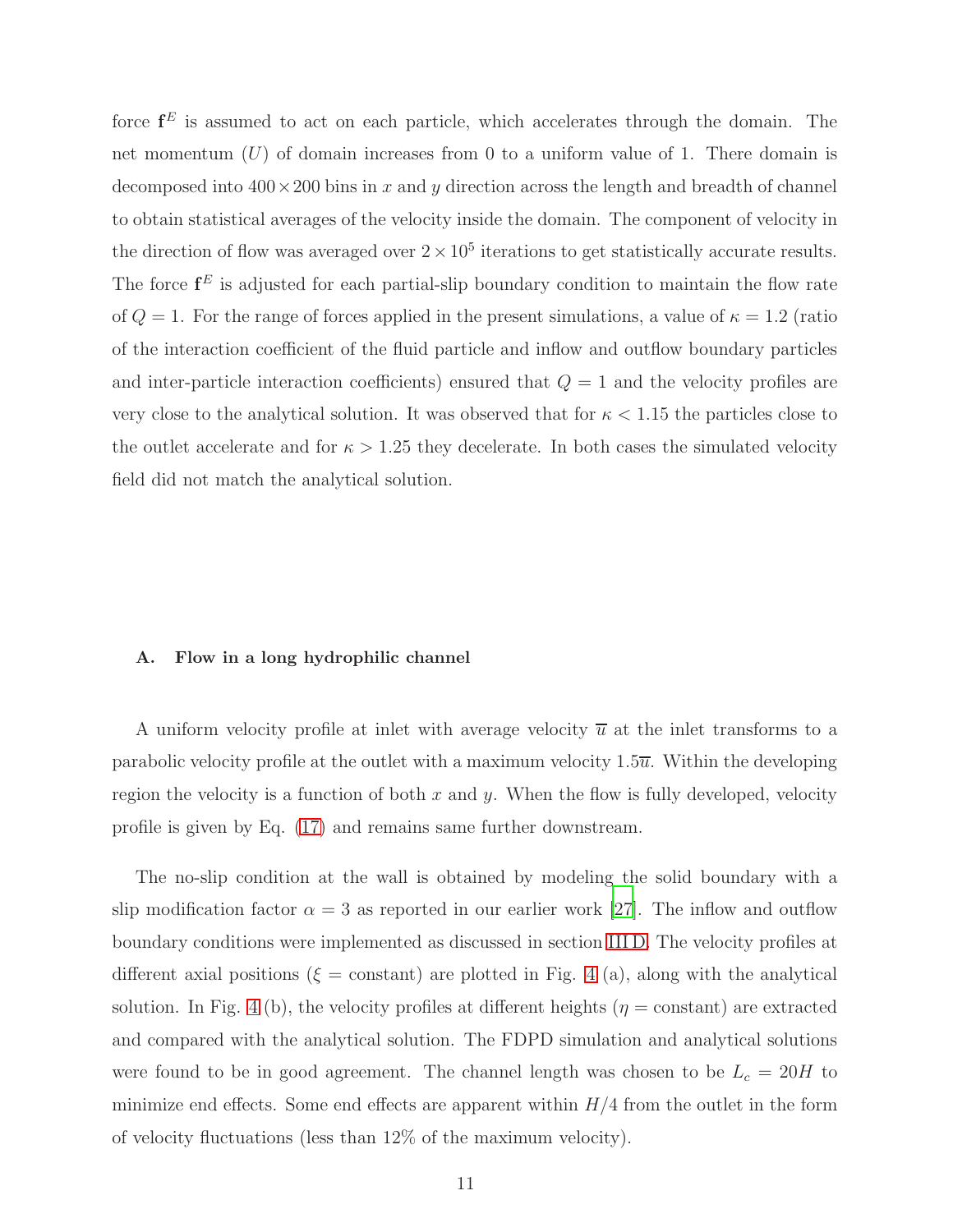force $\mathbf{f}^E$ is assumed to act on each particle, which accelerates through the domain. The net momentum ($U$) of domain increases from 0 to a uniform value of 1. There domain is decomposed into $400 \times 200$ bins in $x$ and $y$ direction across the length and breadth of channel to obtain statistical averages of the velocity inside the domain. The component of velocity in the direction of flow was averaged over $2 \times 10^5$ iterations to get statistically accurate results. The force $\mathbf{f}^E$ is adjusted for each partial-slip boundary condition to maintain the flow rate of $Q = 1$. For the range of forces applied in the present simulations, a value of $\kappa = 1.2$ (ratio of the interaction coefficient of the fluid particle and inflow and outflow boundary particles and inter-particle interaction coefficients) ensured that $Q = 1$ and the velocity profiles are very close to the analytical solution. It was observed that for $\kappa < 1.15$ the particles close to the outlet accelerate and for $\kappa > 1.25$ they decelerate. In both cases the simulated velocity field did not match the analytical solution.

### A. Flow in a long hydrophilic channel

A uniform velocity profile at inlet with average velocity $\overline{u}$ at the inlet transforms to a parabolic velocity profile at the outlet with a maximum velocity $1.5\overline{u}$. Within the developing region the velocity is a function of both $x$ and $y$. When the flow is fully developed, velocity profile is given by Eq. (17) and remains same further downstream.

The no-slip condition at the wall is obtained by modeling the solid boundary with a slip modification factor $\alpha = 3$ as reported in our earlier work [27]. The inflow and outflow boundary conditions were implemented as discussed in section III D. The velocity profiles at different axial positions ($\xi$ = constant) are plotted in Fig. 4 (a), along with the analytical solution. In Fig. 4 (b), the velocity profiles at different heights ($\eta$ = constant) are extracted and compared with the analytical solution. The FDPD simulation and analytical solutions were found to be in good agreement. The channel length was chosen to be $L_c = 20H$ to minimize end effects. Some end effects are apparent within $H/4$ from the outlet in the form of velocity fluctuations (less than 12% of the maximum velocity).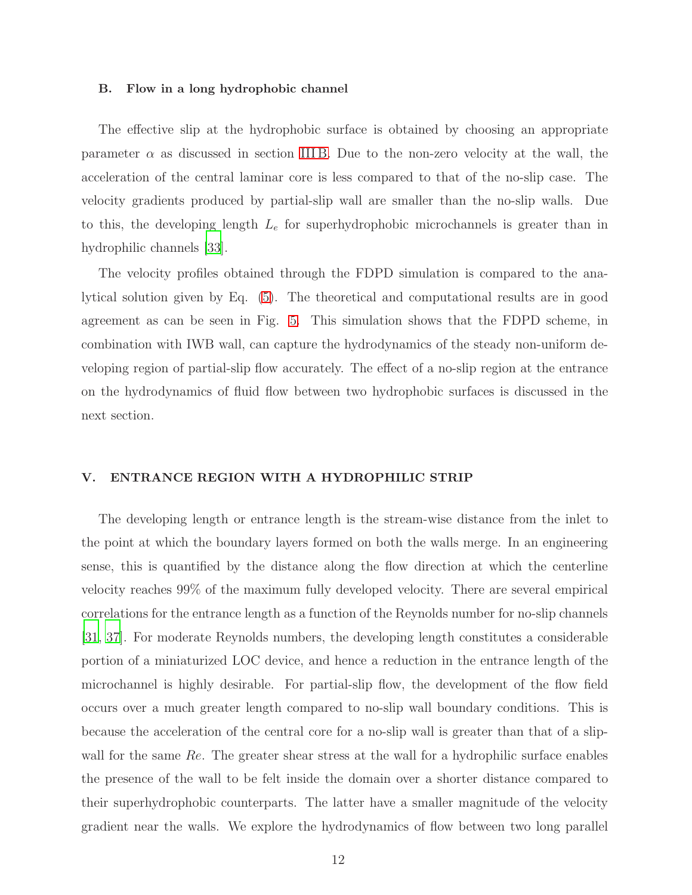### B. Flow in a long hydrophobic channel

The effective slip at the hydrophobic surface is obtained by choosing an appropriate parameter $\alpha$ as discussed in section III B. Due to the non-zero velocity at the wall, the acceleration of the central laminar core is less compared to that of the no-slip case. The velocity gradients produced by partial-slip wall are smaller than the no-slip walls. Due to this, the developing length $L_e$ for superhydrophobic microchannels is greater than in hydrophilic channels [33].

The velocity profiles obtained through the FDPD simulation is compared to the analytical solution given by Eq. (5). The theoretical and computational results are in good agreement as can be seen in Fig. 5. This simulation shows that the FDPD scheme, in combination with IWB wall, can capture the hydrodynamics of the steady non-uniform developing region of partial-slip flow accurately. The effect of a no-slip region at the entrance on the hydrodynamics of fluid flow between two hydrophobic surfaces is discussed in the next section.

## V. ENTRANCE REGION WITH A HYDROPHILIC STRIP

The developing length or entrance length is the stream-wise distance from the inlet to the point at which the boundary layers formed on both the walls merge. In an engineering sense, this is quantified by the distance along the flow direction at which the centerline velocity reaches 99% of the maximum fully developed velocity. There are several empirical correlations for the entrance length as a function of the Reynolds number for no-slip channels [31, 37]. For moderate Reynolds numbers, the developing length constitutes a considerable portion of a miniaturized LOC device, and hence a reduction in the entrance length of the microchannel is highly desirable. For partial-slip flow, the development of the flow field occurs over a much greater length compared to no-slip wall boundary conditions. This is because the acceleration of the central core for a no-slip wall is greater than that of a slip-wall for the same $Re$. The greater shear stress at the wall for a hydrophilic surface enables the presence of the wall to be felt inside the domain over a shorter distance compared to their superhydrophobic counterparts. The latter have a smaller magnitude of the velocity gradient near the walls. We explore the hydrodynamics of flow between two long parallel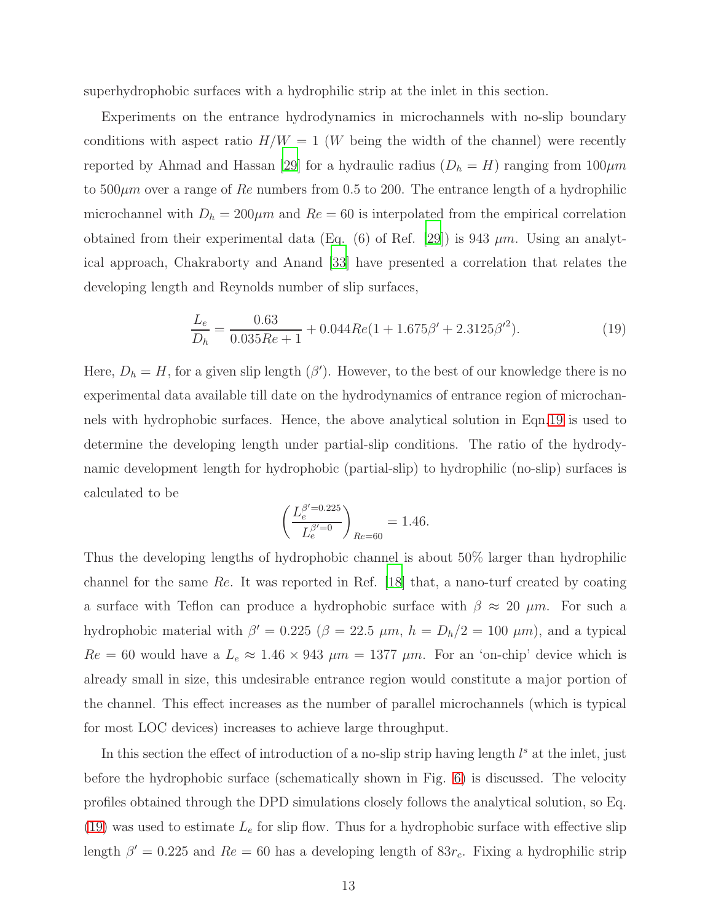superhydrophobic surfaces with a hydrophilic strip at the inlet in this section.

Experiments on the entrance hydrodynamics in microchannels with no-slip boundary conditions with aspect ratio $H/W = 1$ ($W$ being the width of the channel) were recently reported by Ahmad and Hassan [29] for a hydraulic radius ($D_h = H$) ranging from $100\mu m$ to $500\mu m$ over a range of $Re$ numbers from 0.5 to 200. The entrance length of a hydrophilic microchannel with $D_h = 200\mu m$ and $Re = 60$ is interpolated from the empirical correlation obtained from their experimental data (Eq. (6) of Ref. [29]) is 943 $\mu m$. Using an analytical approach, Chakraborty and Anand [33] have presented a correlation that relates the developing length and Reynolds number of slip surfaces,

$$\frac{L_e}{D_h} = \frac{0.63}{0.035Re + 1} + 0.044Re(1 + 1.675\beta' + 2.3125\beta'^2). \tag{19}$$

Here, $D_h = H$, for a given slip length ($\beta'$). However, to the best of our knowledge there is no experimental data available till date on the hydrodynamics of entrance region of microchannels with hydrophobic surfaces. Hence, the above analytical solution in Eqn.19 is used to determine the developing length under partial-slip conditions. The ratio of the hydrodynamic development length for hydrophobic (partial-slip) to hydrophilic (no-slip) surfaces is calculated to be

$$\left(\frac{L_e^{\beta'=0.225}}{L_e^{\beta'=0}}\right)_{Re=60} = 1.46.$$

Thus the developing lengths of hydrophobic channel is about 50% larger than hydrophilic channel for the same $Re$. It was reported in Ref. [18] that, a nano-turf created by coating a surface with Teflon can produce a hydrophobic surface with $\beta \approx 20\ \mu m$. For such a hydrophobic material with $\beta' = 0.225$ ($\beta = 22.5\ \mu m$, $h = D_h/2 = 100\ \mu m$), and a typical $Re = 60$ would have a $L_e \approx 1.46 \times 943\ \mu m = 1377\ \mu m$. For an 'on-chip' device which is already small in size, this undesirable entrance region would constitute a major portion of the channel. This effect increases as the number of parallel microchannels (which is typical for most LOC devices) increases to achieve large throughput.

In this section the effect of introduction of a no-slip strip having length $l^s$ at the inlet, just before the hydrophobic surface (schematically shown in Fig. 6) is discussed. The velocity profiles obtained through the DPD simulations closely follows the analytical solution, so Eq. (19) was used to estimate $L_e$ for slip flow. Thus for a hydrophobic surface with effective slip length $\beta' = 0.225$ and $Re = 60$ has a developing length of $83r_c$. Fixing a hydrophilic strip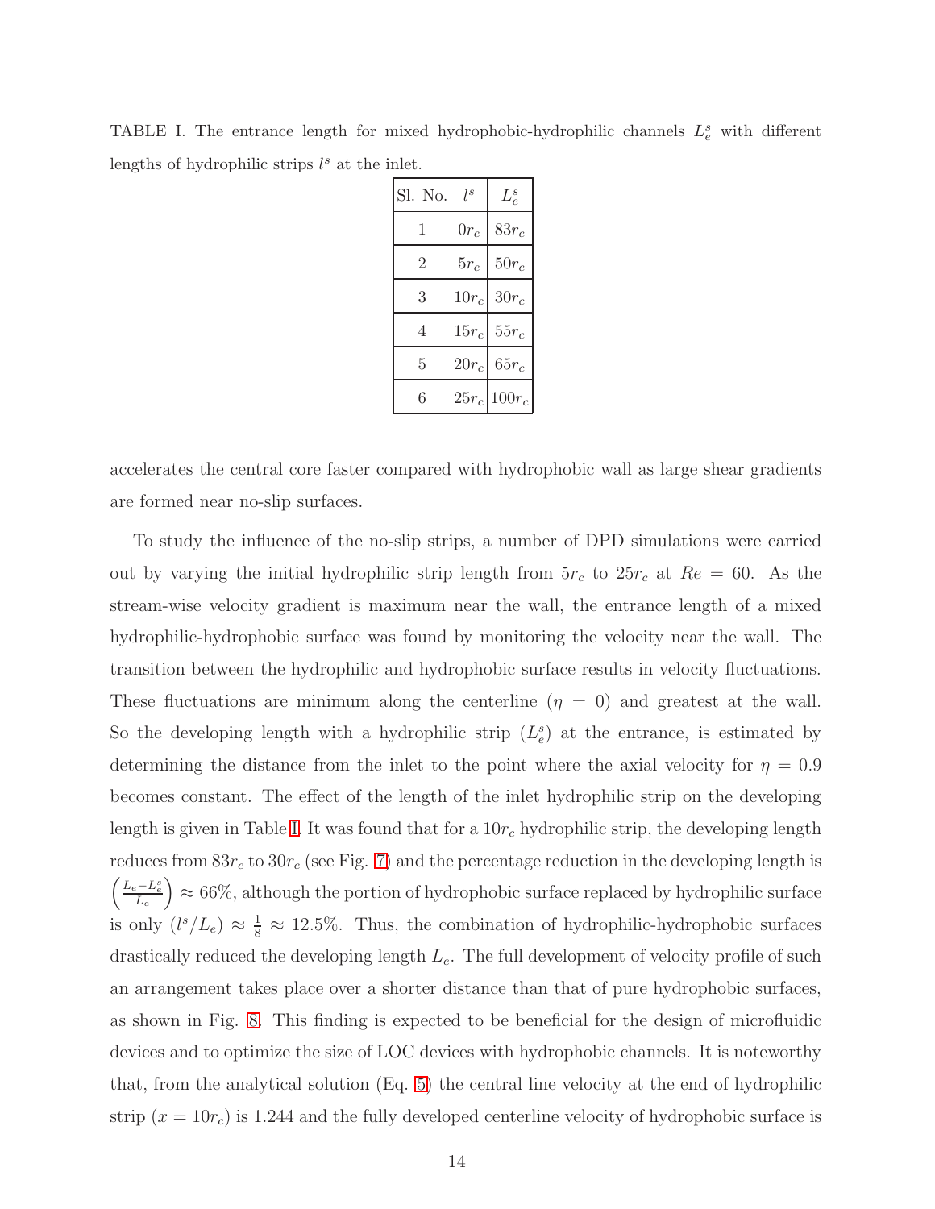TABLE I. The entrance length for mixed hydrophobic-hydrophilic channels $L_e^s$ with different lengths of hydrophilic strips $l^s$ at the inlet.

| Sl. No. | $l^s$ | $L_e^s$ |
|---|---|---|
| 1 | $0r_c$ | $83r_c$ |
| 2 | $5r_c$ | $50r_c$ |
| 3 | $10r_c$ | $30r_c$ |
| 4 | $15r_c$ | $55r_c$ |
| 5 | $20r_c$ | $65r_c$ |
| 6 | $25r_c$ | $100r_c$ |

accelerates the central core faster compared with hydrophobic wall as large shear gradients are formed near no-slip surfaces.

To study the influence of the no-slip strips, a number of DPD simulations were carried out by varying the initial hydrophilic strip length from $5r_c$ to $25r_c$ at $Re = 60$. As the stream-wise velocity gradient is maximum near the wall, the entrance length of a mixed hydrophilic-hydrophobic surface was found by monitoring the velocity near the wall. The transition between the hydrophilic and hydrophobic surface results in velocity fluctuations. These fluctuations are minimum along the centerline ($\eta = 0$) and greatest at the wall. So the developing length with a hydrophilic strip ($L_e^s$) at the entrance, is estimated by determining the distance from the inlet to the point where the axial velocity for $\eta = 0.9$ becomes constant. The effect of the length of the inlet hydrophilic strip on the developing length is given in Table I. It was found that for a $10r_c$ hydrophilic strip, the developing length reduces from $83r_c$ to $30r_c$ (see Fig. 7) and the percentage reduction in the developing length is $\left(\frac{L_e - L_e^s}{L_e}\right) \approx 66\%$, although the portion of hydrophobic surface replaced by hydrophilic surface is only $(l^s/L_e) \approx \frac{1}{8} \approx 12.5\%$. Thus, the combination of hydrophilic-hydrophobic surfaces drastically reduced the developing length $L_e$. The full development of velocity profile of such an arrangement takes place over a shorter distance than that of pure hydrophobic surfaces, as shown in Fig. 8. This finding is expected to be beneficial for the design of microfluidic devices and to optimize the size of LOC devices with hydrophobic channels. It is noteworthy that, from the analytical solution (Eq. 5) the central line velocity at the end of hydrophilic strip ($x = 10r_c$) is 1.244 and the fully developed centerline velocity of hydrophobic surface is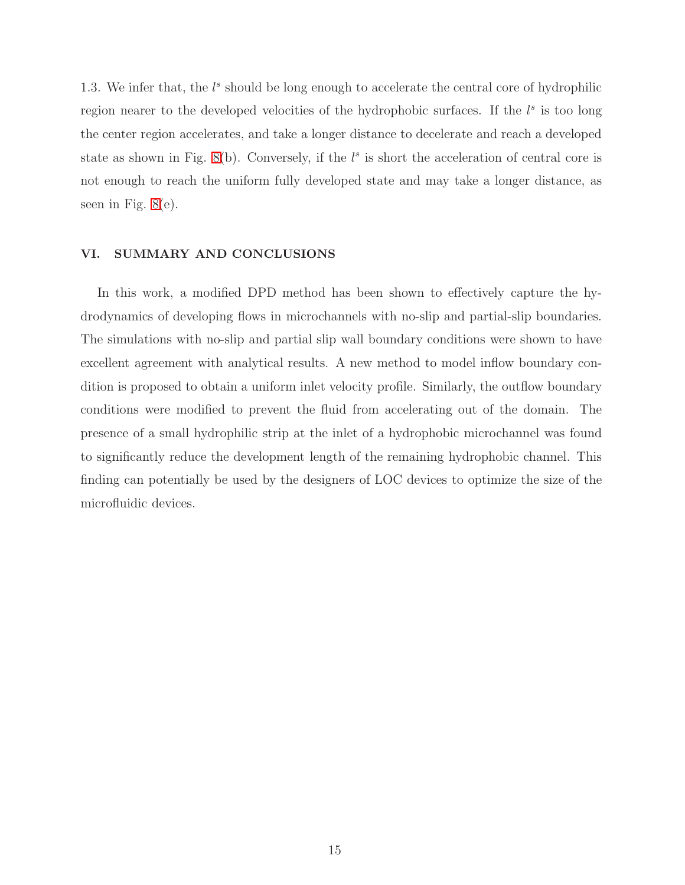1.3. We infer that, the $l^s$ should be long enough to accelerate the central core of hydrophilic region nearer to the developed velocities of the hydrophobic surfaces. If the $l^s$ is too long the center region accelerates, and take a longer distance to decelerate and reach a developed state as shown in Fig. 8(b). Conversely, if the $l^s$ is short the acceleration of central core is not enough to reach the uniform fully developed state and may take a longer distance, as seen in Fig. 8(e).

## VI. SUMMARY AND CONCLUSIONS

In this work, a modified DPD method has been shown to effectively capture the hydrodynamics of developing flows in microchannels with no-slip and partial-slip boundaries. The simulations with no-slip and partial slip wall boundary conditions were shown to have excellent agreement with analytical results. A new method to model inflow boundary condition is proposed to obtain a uniform inlet velocity profile. Similarly, the outflow boundary conditions were modified to prevent the fluid from accelerating out of the domain. The presence of a small hydrophilic strip at the inlet of a hydrophobic microchannel was found to significantly reduce the development length of the remaining hydrophobic channel. This finding can potentially be used by the designers of LOC devices to optimize the size of the microfluidic devices.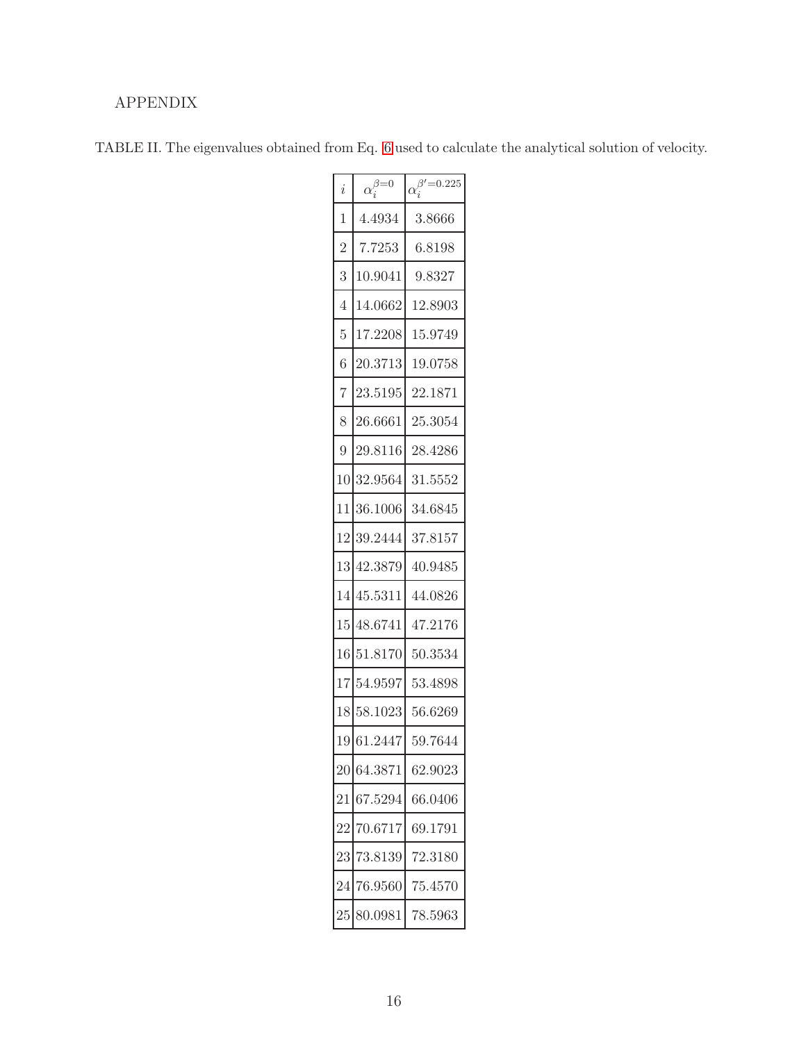# APPENDIX

TABLE II. The eigenvalues obtained from Eq. 6 used to calculate the analytical solution of velocity.

| $i$ | $\alpha_i^{\beta=0}$ | $\alpha_i^{\beta'=0.225}$ |
|---|---|---|
| 1 | 4.4934 | 3.8666 |
| 2 | 7.7253 | 6.8198 |
| 3 | 10.9041 | 9.8327 |
| 4 | 14.0662 | 12.8903 |
| 5 | 17.2208 | 15.9749 |
| 6 | 20.3713 | 19.0758 |
| 7 | 23.5195 | 22.1871 |
| 8 | 26.6661 | 25.3054 |
| 9 | 29.8116 | 28.4286 |
| 10 | 32.9564 | 31.5552 |
| 11 | 36.1006 | 34.6845 |
| 12 | 39.2444 | 37.8157 |
| 13 | 42.3879 | 40.9485 |
| 14 | 45.5311 | 44.0826 |
| 15 | 48.6741 | 47.2176 |
| 16 | 51.8170 | 50.3534 |
| 17 | 54.9597 | 53.4898 |
| 18 | 58.1023 | 56.6269 |
| 19 | 61.2447 | 59.7644 |
| 20 | 64.3871 | 62.9023 |
| 21 | 67.5294 | 66.0406 |
| 22 | 70.6717 | 69.1791 |
| 23 | 73.8139 | 72.3180 |
| 24 | 76.9560 | 75.4570 |
| 25 | 80.0981 | 78.5963 |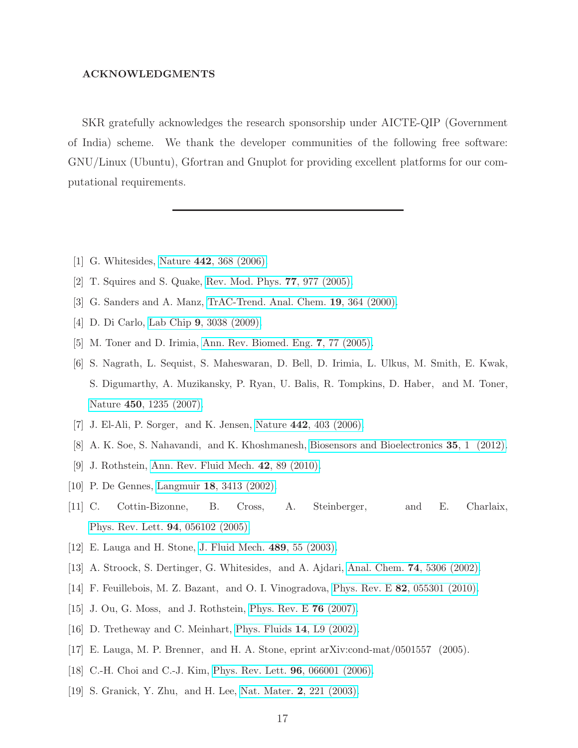## ACKNOWLEDGMENTS

SKR gratefully acknowledges the research sponsorship under AICTE-QIP (Government of India) scheme. We thank the developer communities of the following free software: GNU/Linux (Ubuntu), Gfortran and Gnuplot for providing excellent platforms for our computational requirements.

---

[1] G. Whitesides, Nature **442**, 368 (2006).

[2] T. Squires and S. Quake, Rev. Mod. Phys. **77**, 977 (2005).

[3] G. Sanders and A. Manz, TrAC-Trend. Anal. Chem. **19**, 364 (2000).

[4] D. Di Carlo, Lab Chip **9**, 3038 (2009).

[5] M. Toner and D. Irimia, Ann. Rev. Biomed. Eng. **7**, 77 (2005).

[6] S. Nagrath, L. Sequist, S. Maheswaran, D. Bell, D. Irimia, L. Ulkus, M. Smith, E. Kwak, S. Digumarthy, A. Muzikansky, P. Ryan, U. Balis, R. Tompkins, D. Haber, and M. Toner, Nature **450**, 1235 (2007).

[7] J. El-Ali, P. Sorger, and K. Jensen, Nature **442**, 403 (2006).

[8] A. K. Soe, S. Nahavandi, and K. Khoshmanesh, Biosensors and Bioelectronics **35**, 1 (2012).

[9] J. Rothstein, Ann. Rev. Fluid Mech. **42**, 89 (2010).

[10] P. De Gennes, Langmuir **18**, 3413 (2002).

[11] C. Cottin-Bizonne, B. Cross, A. Steinberger, and E. Charlaix, Phys. Rev. Lett. **94**, 056102 (2005).

[12] E. Lauga and H. Stone, J. Fluid Mech. **489**, 55 (2003).

[13] A. Stroock, S. Dertinger, G. Whitesides, and A. Ajdari, Anal. Chem. **74**, 5306 (2002).

[14] F. Feuillebois, M. Z. Bazant, and O. I. Vinogradova, Phys. Rev. E **82**, 055301 (2010).

[15] J. Ou, G. Moss, and J. Rothstein, Phys. Rev. E **76** (2007).

[16] D. Tretheway and C. Meinhart, Phys. Fluids **14**, L9 (2002).

[17] E. Lauga, M. P. Brenner, and H. A. Stone, eprint arXiv:cond-mat/0501557 (2005).

[18] C.-H. Choi and C.-J. Kim, Phys. Rev. Lett. **96**, 066001 (2006).

[19] S. Granick, Y. Zhu, and H. Lee, Nat. Mater. **2**, 221 (2003).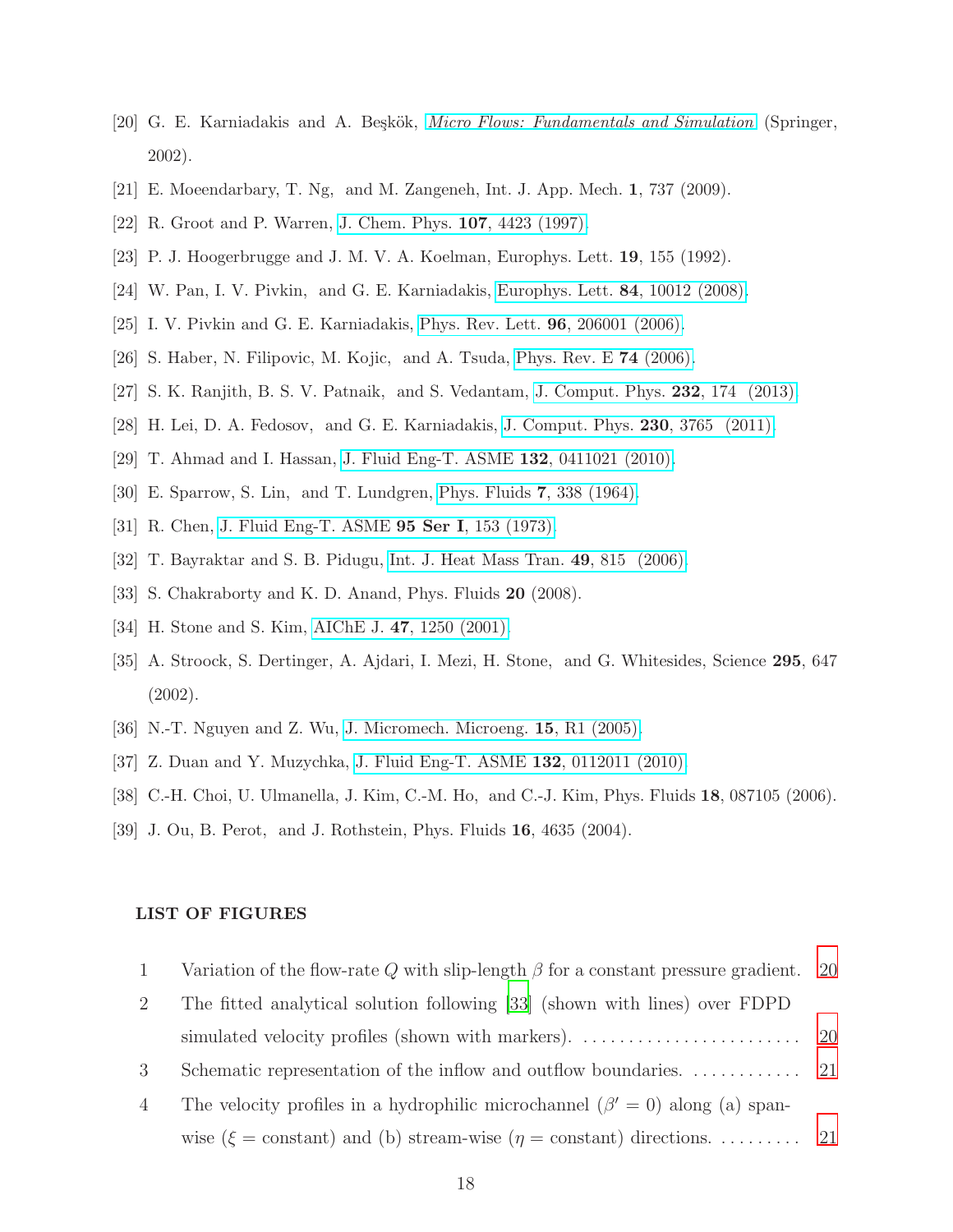[20] G. E. Karniadakis and A. Beşkök, *Micro Flows: Fundamentals and Simulation* (Springer, 2002).

[21] E. Moeendarbary, T. Ng, and M. Zangeneh, Int. J. App. Mech. **1**, 737 (2009).

[22] R. Groot and P. Warren, J. Chem. Phys. **107**, 4423 (1997).

[23] P. J. Hoogerbrugge and J. M. V. A. Koelman, Europhys. Lett. **19**, 155 (1992).

[24] W. Pan, I. V. Pivkin, and G. E. Karniadakis, Europhys. Lett. **84**, 10012 (2008).

[25] I. V. Pivkin and G. E. Karniadakis, Phys. Rev. Lett. **96**, 206001 (2006).

[26] S. Haber, N. Filipovic, M. Kojic, and A. Tsuda, Phys. Rev. E **74** (2006).

[27] S. K. Ranjith, B. S. V. Patnaik, and S. Vedantam, J. Comput. Phys. **232**, 174 (2013).

[28] H. Lei, D. A. Fedosov, and G. E. Karniadakis, J. Comput. Phys. **230**, 3765 (2011).

[29] T. Ahmad and I. Hassan, J. Fluid Eng-T. ASME **132**, 0411021 (2010).

[30] E. Sparrow, S. Lin, and T. Lundgren, Phys. Fluids **7**, 338 (1964).

[31] R. Chen, J. Fluid Eng-T. ASME **95 Ser I**, 153 (1973).

[32] T. Bayraktar and S. B. Pidugu, Int. J. Heat Mass Tran. **49**, 815 (2006).

[33] S. Chakraborty and K. D. Anand, Phys. Fluids **20** (2008).

[34] H. Stone and S. Kim, AIChE J. **47**, 1250 (2001).

[35] A. Stroock, S. Dertinger, A. Ajdari, I. Mezi, H. Stone, and G. Whitesides, Science **295**, 647 (2002).

[36] N.-T. Nguyen and Z. Wu, J. Micromech. Microeng. **15**, R1 (2005).

[37] Z. Duan and Y. Muzychka, J. Fluid Eng-T. ASME **132**, 0112011 (2010).

[38] C.-H. Choi, U. Ulmanella, J. Kim, C.-M. Ho, and C.-J. Kim, Phys. Fluids **18**, 087105 (2006).

[39] J. Ou, B. Perot, and J. Rothstein, Phys. Fluids **16**, 4635 (2004).

## LIST OF FIGURES

1 Variation of the flow-rate $Q$ with slip-length $\beta$ for a constant pressure gradient. 20

2 The fitted analytical solution following [33] (shown with lines) over FDPD simulated velocity profiles (shown with markers). . . . . . . . . . . . . . . . . . . . . . . . 20

3 Schematic representation of the inflow and outflow boundaries. . . . . . . . . . . . 21

4 The velocity profiles in a hydrophilic microchannel ($\beta' = 0$) along (a) span-wise ($\xi$ = constant) and (b) stream-wise ($\eta$ = constant) directions. . . . . . . . . 21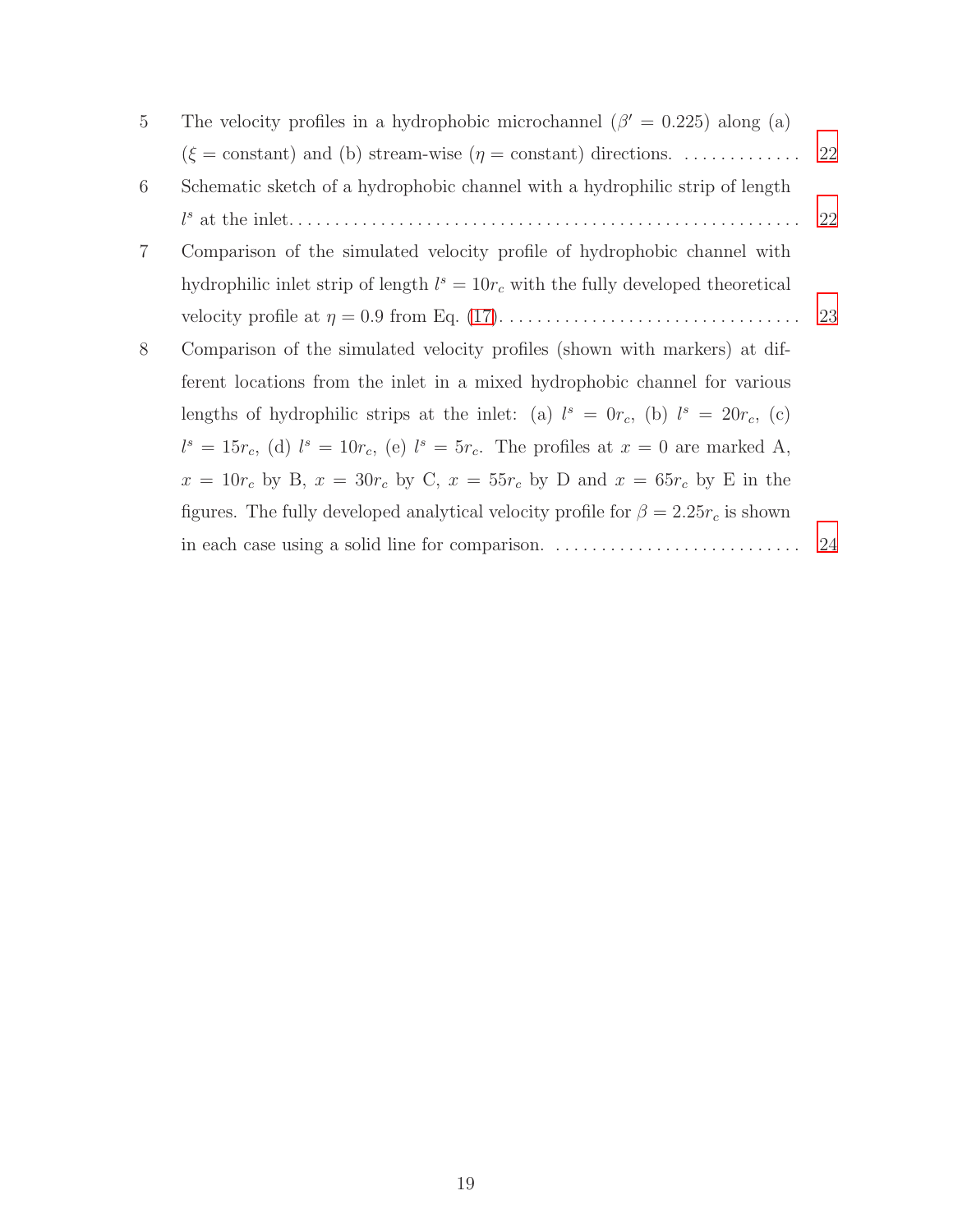5 The velocity profiles in a hydrophobic microchannel ($\beta' = 0.225$) along (a) ($\xi =$ constant) and (b) stream-wise ($\eta =$ constant) directions. . . . . . . . . . . . . 22

6 Schematic sketch of a hydrophobic channel with a hydrophilic strip of length $l^s$ at the inlet. . . . . . . . . . . . . . . . . . . . . . . . . . . . . . . . . . . . . . . . . . . . . . . . . . . 22

7 Comparison of the simulated velocity profile of hydrophobic channel with hydrophilic inlet strip of length $l^s = 10r_c$ with the fully developed theoretical velocity profile at $\eta = 0.9$ from Eq. (17). . . . . . . . . . . . . . . . . . . . . . . . . . . . . . . . . . 23

8 Comparison of the simulated velocity profiles (shown with markers) at different locations from the inlet in a mixed hydrophobic channel for various lengths of hydrophilic strips at the inlet: (a) $l^s = 0r_c$, (b) $l^s = 20r_c$, (c) $l^s = 15r_c$, (d) $l^s = 10r_c$, (e) $l^s = 5r_c$. The profiles at $x = 0$ are marked A, $x = 10r_c$ by B, $x = 30r_c$ by C, $x = 55r_c$ by D and $x = 65r_c$ by E in the figures. The fully developed analytical velocity profile for $\beta = 2.25r_c$ is shown in each case using a solid line for comparison. . . . . . . . . . . . . . . . . . . . . . . . . . . 24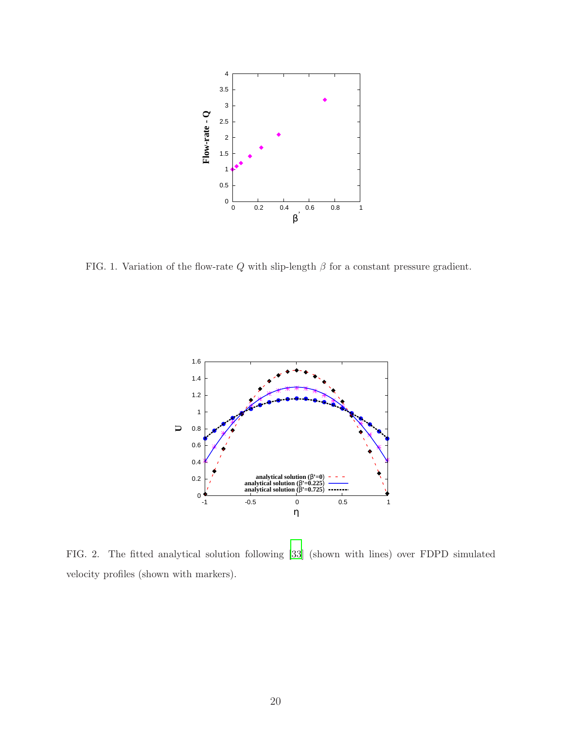Flow-rate - Q

4
3.5
3
2.5
2
1.5
1
0.5
0

0 0.2 0.4 0.6 0.8 1

β'

FIG. 1. Variation of the flow-rate $Q$ with slip-length $\beta$ for a constant pressure gradient.

U

1.6
1.4
1.2
1
0.8
0.6
0.4
0.2
0

-1 -0.5 0 0.5 1

η

analytical solution (β'=0)
analytical solution (β'=0.225)
analytical solution (β'=0.725)

FIG. 2. The fitted analytical solution following [33] (shown with lines) over FDPD simulated velocity profiles (shown with markers).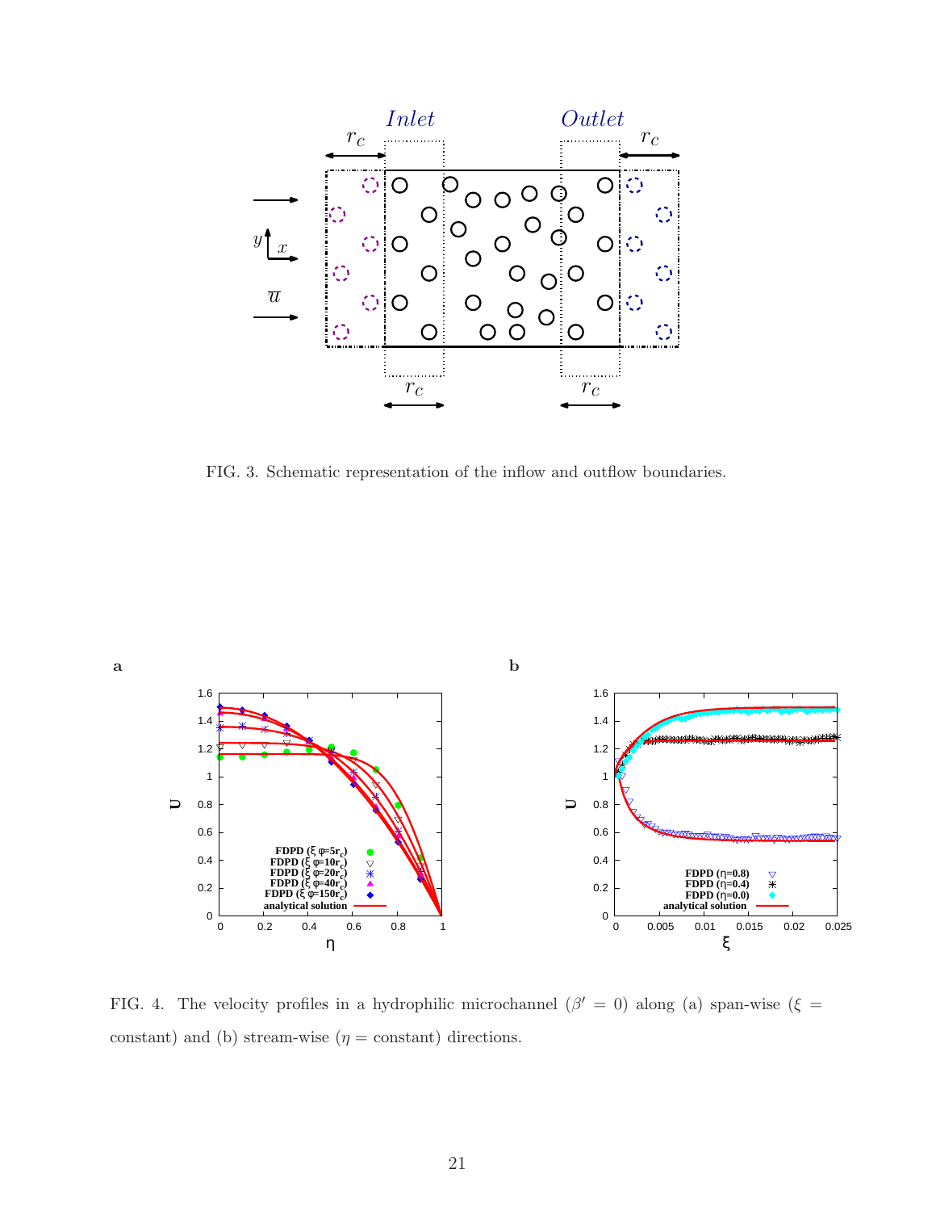Inlet

Outlet

$r_c$

$r_c$

$r_c$

$r_c$

$y$

$x$

$\overline{u}$

FIG. 3. Schematic representation of the inflow and outflow boundaries.

a

U

η

0

0.2

0.4

0.6

0.8

1

0

0.2

0.4

0.6

0.8

1

1.2

1.4

1.6

FDPD (ξ φ=5r$_c$)

FDPD (ξ φ=10r$_c$)

FDPD (ξ φ=20r$_c$)

FDPD (ξ φ=40r$_c$)

FDPD (ξ φ=150r$_c$)

analytical solution

b

U

ξ

0

0.005

0.01

0.015

0.02

0.025

0

0.2

0.4

0.6

0.8

1

1.2

1.4

1.6

FDPD (η=0.8)

FDPD (η=0.4)

FDPD (η=0.0)

analytical solution

FIG. 4. The velocity profiles in a hydrophilic microchannel ($\beta' = 0$) along (a) span-wise ($\xi$ = constant) and (b) stream-wise ($\eta$ = constant) directions.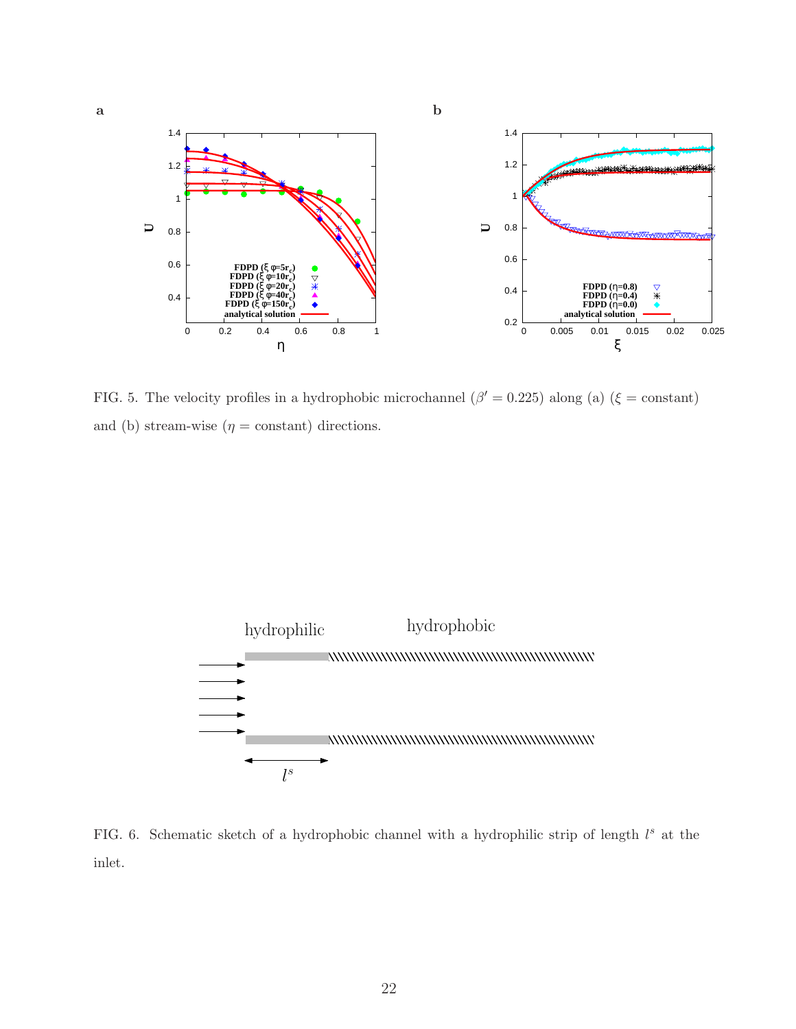a

1.4
1.2
1
0.8
0.6
0.4

U

0 0.2 0.4 0.6 0.8 1

η

FDPD (ξ φ=5r_c)
FDPD (ξ φ=10r_c)
FDPD (ξ φ=20r_c)
FDPD (ξ φ=40r_c)
FDPD (ξ φ=150r_c)
analytical solution

b

1.4
1.2
1
0.8
0.6
0.4
0.2

U

0 0.005 0.01 0.015 0.02 0.025

ξ

FDPD (η=0.8)
FDPD (η=0.4)
FDPD (η=0.0)
analytical solution

FIG. 5. The velocity profiles in a hydrophobic microchannel ($\beta' = 0.225$) along (a) ($\xi$ = constant) and (b) stream-wise ($\eta$ = constant) directions.

hydrophilic

hydrophobic

$l^s$

FIG. 6. Schematic sketch of a hydrophobic channel with a hydrophilic strip of length $l^s$ at the inlet.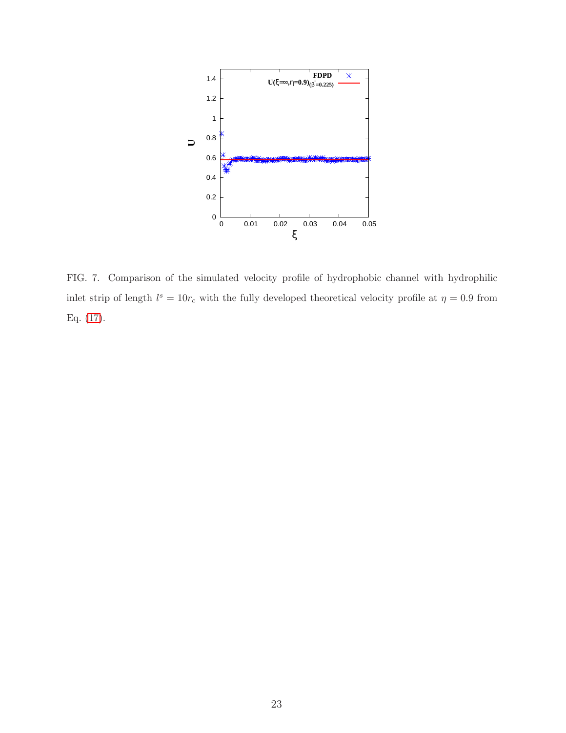FDPD

$U(\xi=\infty,\eta=0.9)_{(\beta'=0.225)}$

U

1.4

1.2

1

0.8

0.6

0.4

0.2

0

0

0.01

0.02

0.03

0.04

0.05

ξ

FIG. 7. Comparison of the simulated velocity profile of hydrophobic channel with hydrophilic inlet strip of length $l^s = 10r_c$ with the fully developed theoretical velocity profile at $\eta = 0.9$ from Eq. (17).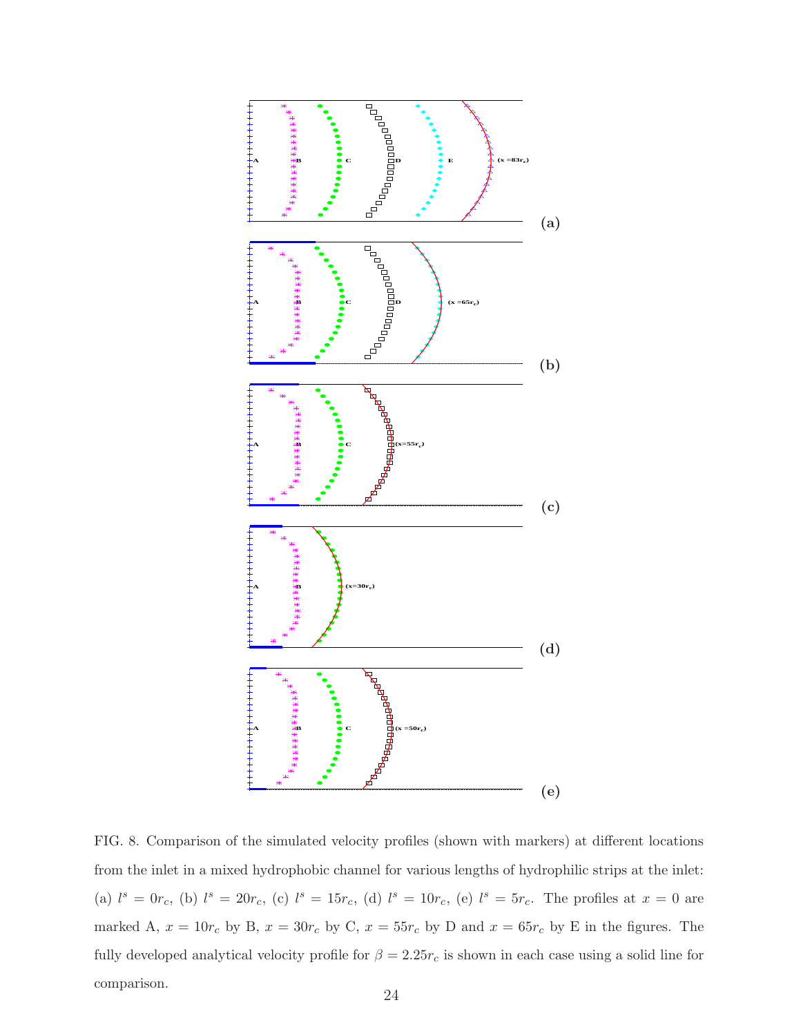A B C D E (x =83$r_c$)

(a)

A B C D (x =65$r_c$)

(b)

A B C (x=55$r_c$)

(c)

A B (x=30$r_c$)

(d)

A B C (x =50$r_c$)

(e)

FIG. 8. Comparison of the simulated velocity profiles (shown with markers) at different locations from the inlet in a mixed hydrophobic channel for various lengths of hydrophilic strips at the inlet: (a) $l^s = 0r_c$, (b) $l^s = 20r_c$, (c) $l^s = 15r_c$, (d) $l^s = 10r_c$, (e) $l^s = 5r_c$. The profiles at $x = 0$ are marked A, $x = 10r_c$ by B, $x = 30r_c$ by C, $x = 55r_c$ by D and $x = 65r_c$ by E in the figures. The fully developed analytical velocity profile for $\beta = 2.25r_c$ is shown in each case using a solid line for comparison.